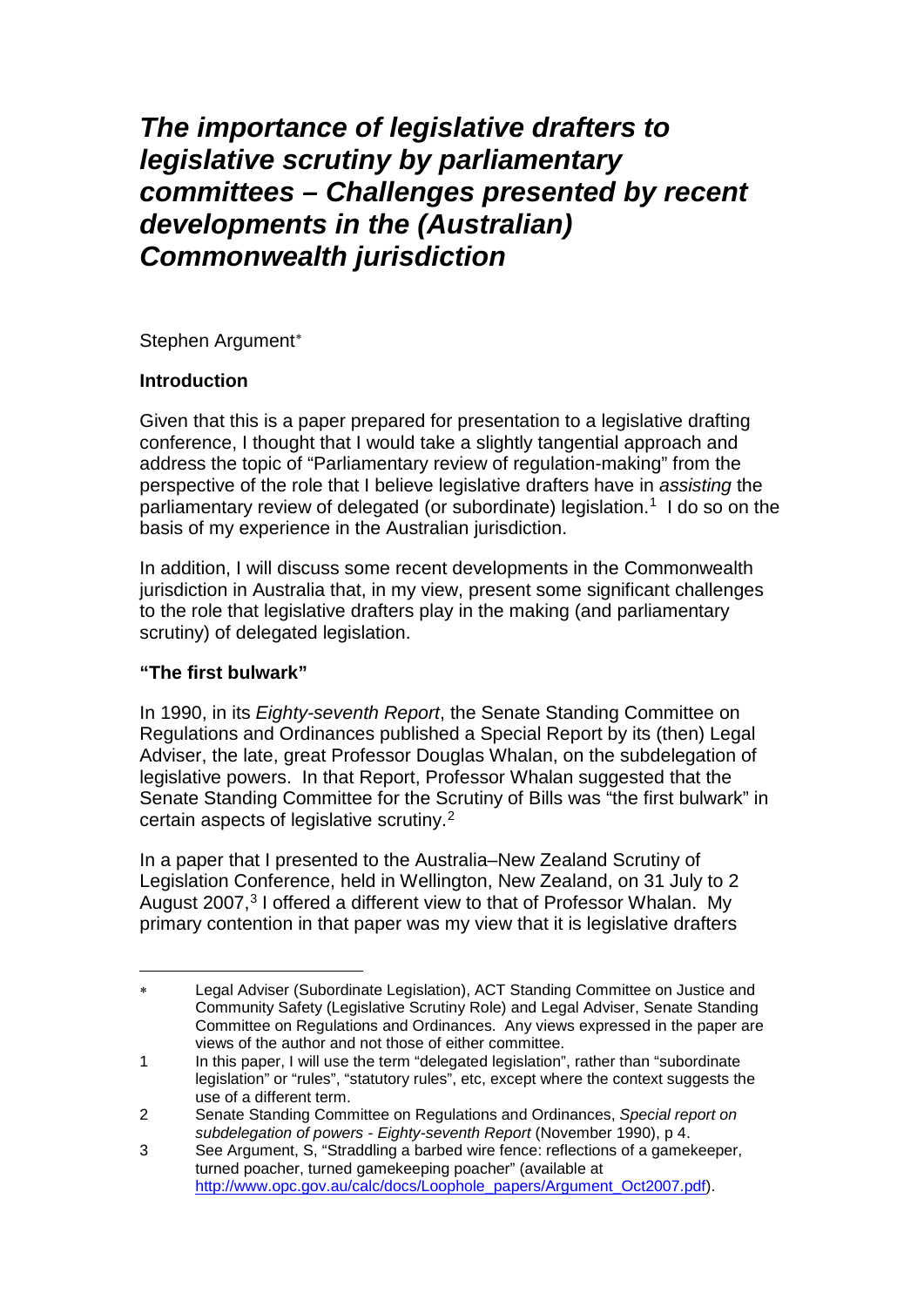# *The importance of legislative drafters to legislative scrutiny by parliamentary committees – Challenges presented by recent developments in the (Australian) Commonwealth jurisdiction*

Stephen Argument[*]

## Introduction

Given that this is a paper prepared for presentation to a legislative drafting conference, I thought that I would take a slightly tangential approach and address the topic of "Parliamentary review of regulation-making" from the perspective of the role that I believe legislative drafters have in *assisting* the parliamentary review of delegated (or subordinate) legislation.[1] I do so on the basis of my experience in the Australian jurisdiction.

In addition, I will discuss some recent developments in the Commonwealth jurisdiction in Australia that, in my view, present some significant challenges to the role that legislative drafters play in the making (and parliamentary scrutiny) of delegated legislation.

## "The first bulwark"

In 1990, in its *Eighty-seventh Report*, the Senate Standing Committee on Regulations and Ordinances published a Special Report by its (then) Legal Adviser, the late, great Professor Douglas Whalan, on the subdelegation of legislative powers. In that Report, Professor Whalan suggested that the Senate Standing Committee for the Scrutiny of Bills was "the first bulwark" in certain aspects of legislative scrutiny.[2]

In a paper that I presented to the Australia–New Zealand Scrutiny of Legislation Conference, held in Wellington, New Zealand, on 31 July to 2 August 2007,[3] I offered a different view to that of Professor Whalan. My primary contention in that paper was my view that it is legislative drafters

---

[*] Legal Adviser (Subordinate Legislation), ACT Standing Committee on Justice and Community Safety (Legislative Scrutiny Role) and Legal Adviser, Senate Standing Committee on Regulations and Ordinances. Any views expressed in the paper are views of the author and not those of either committee.

[1] In this paper, I will use the term "delegated legislation", rather than "subordinate legislation" or "rules", "statutory rules", etc, except where the context suggests the use of a different term.

[2] Senate Standing Committee on Regulations and Ordinances, *Special report on subdelegation of powers - Eighty-seventh Report* (November 1990), p 4.

[3] See Argument, S, "Straddling a barbed wire fence: reflections of a gamekeeper, turned poacher, turned gamekeeping poacher" (available at http://www.opc.gov.au/calc/docs/Loophole_papers/Argument_Oct2007.pdf).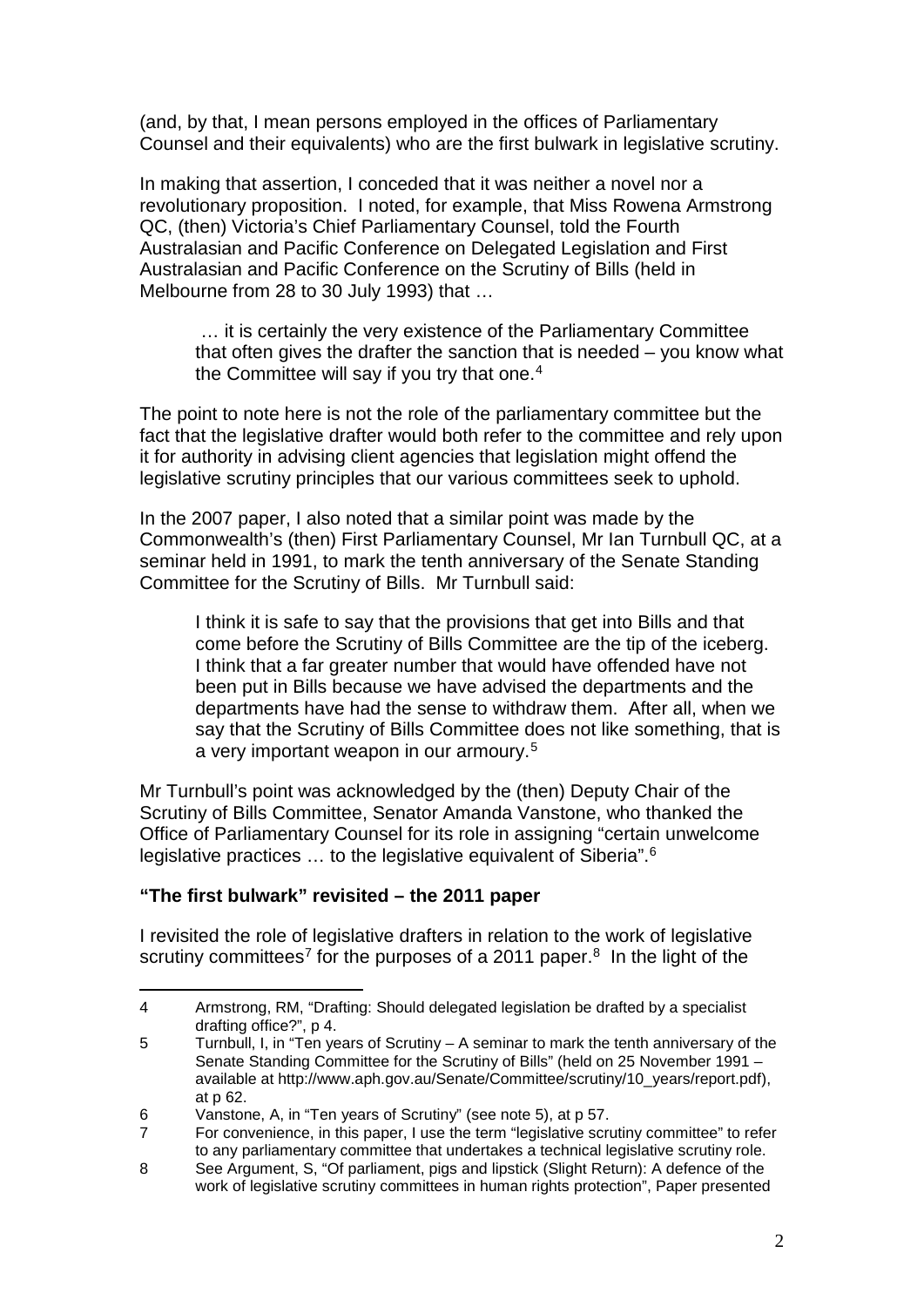(and, by that, I mean persons employed in the offices of Parliamentary Counsel and their equivalents) who are the first bulwark in legislative scrutiny.

In making that assertion, I conceded that it was neither a novel nor a revolutionary proposition. I noted, for example, that Miss Rowena Armstrong QC, (then) Victoria's Chief Parliamentary Counsel, told the Fourth Australasian and Pacific Conference on Delegated Legislation and First Australasian and Pacific Conference on the Scrutiny of Bills (held in Melbourne from 28 to 30 July 1993) that …

> … it is certainly the very existence of the Parliamentary Committee that often gives the drafter the sanction that is needed – you know what the Committee will say if you try that one.[4]

The point to note here is not the role of the parliamentary committee but the fact that the legislative drafter would both refer to the committee and rely upon it for authority in advising client agencies that legislation might offend the legislative scrutiny principles that our various committees seek to uphold.

In the 2007 paper, I also noted that a similar point was made by the Commonwealth's (then) First Parliamentary Counsel, Mr Ian Turnbull QC, at a seminar held in 1991, to mark the tenth anniversary of the Senate Standing Committee for the Scrutiny of Bills. Mr Turnbull said:

> I think it is safe to say that the provisions that get into Bills and that come before the Scrutiny of Bills Committee are the tip of the iceberg. I think that a far greater number that would have offended have not been put in Bills because we have advised the departments and the departments have had the sense to withdraw them. After all, when we say that the Scrutiny of Bills Committee does not like something, that is a very important weapon in our armoury.[5]

Mr Turnbull's point was acknowledged by the (then) Deputy Chair of the Scrutiny of Bills Committee, Senator Amanda Vanstone, who thanked the Office of Parliamentary Counsel for its role in assigning "certain unwelcome legislative practices … to the legislative equivalent of Siberia".[6]

**"The first bulwark" revisited – the 2011 paper**

I revisited the role of legislative drafters in relation to the work of legislative scrutiny committees[7] for the purposes of a 2011 paper.[8] In the light of the

---

4 Armstrong, RM, "Drafting: Should delegated legislation be drafted by a specialist drafting office?", p 4.

5 Turnbull, I, in "Ten years of Scrutiny – A seminar to mark the tenth anniversary of the Senate Standing Committee for the Scrutiny of Bills" (held on 25 November 1991 – available at http://www.aph.gov.au/Senate/Committee/scrutiny/10_years/report.pdf), at p 62.

6 Vanstone, A, in "Ten years of Scrutiny" (see note 5), at p 57.

7 For convenience, in this paper, I use the term "legislative scrutiny committee" to refer to any parliamentary committee that undertakes a technical legislative scrutiny role.

8 See Argument, S, "Of parliament, pigs and lipstick (Slight Return): A defence of the work of legislative scrutiny committees in human rights protection", Paper presented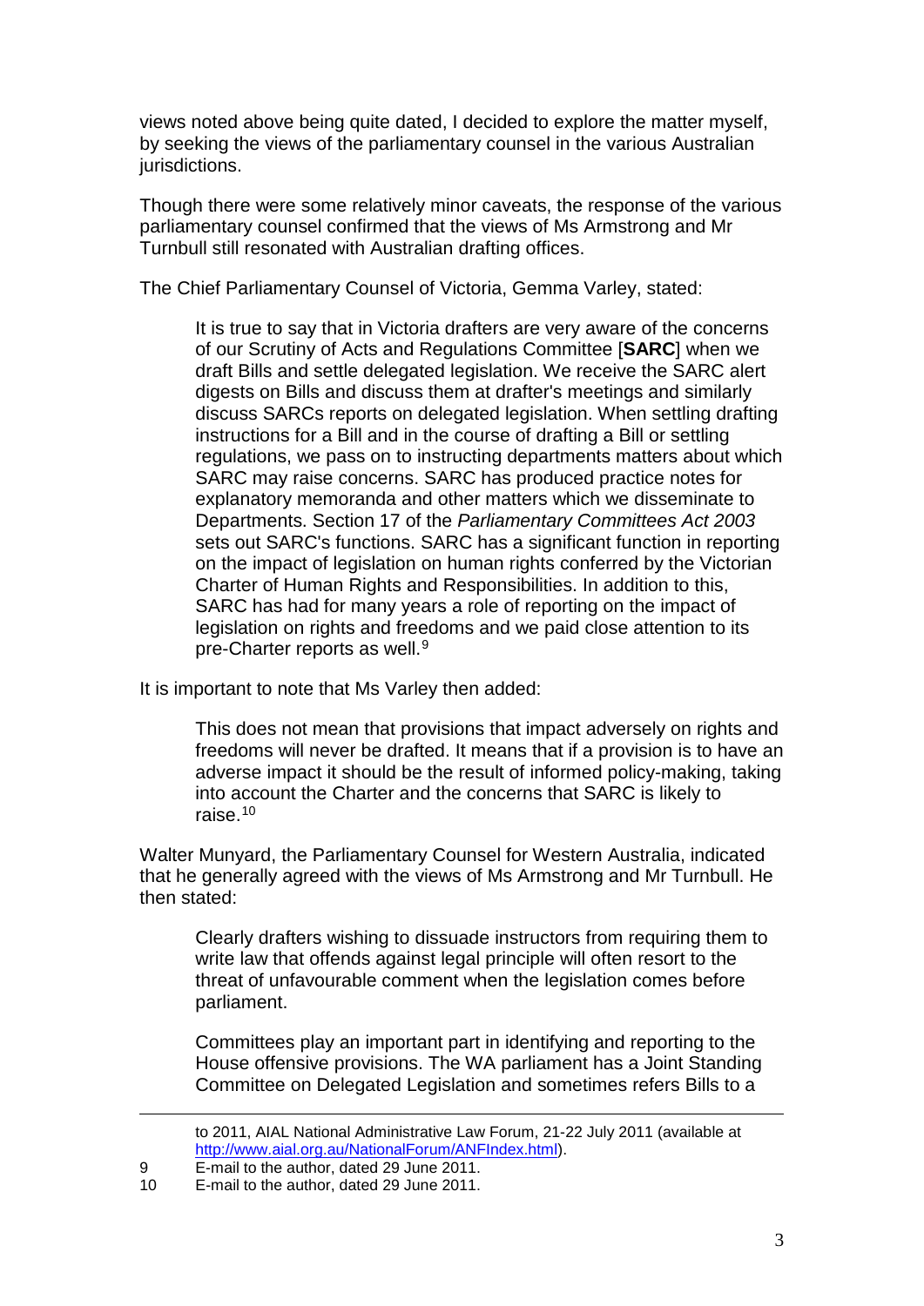views noted above being quite dated, I decided to explore the matter myself, by seeking the views of the parliamentary counsel in the various Australian jurisdictions.

Though there were some relatively minor caveats, the response of the various parliamentary counsel confirmed that the views of Ms Armstrong and Mr Turnbull still resonated with Australian drafting offices.

The Chief Parliamentary Counsel of Victoria, Gemma Varley, stated:

> It is true to say that in Victoria drafters are very aware of the concerns of our Scrutiny of Acts and Regulations Committee [**SARC**] when we draft Bills and settle delegated legislation. We receive the SARC alert digests on Bills and discuss them at drafter's meetings and similarly discuss SARCs reports on delegated legislation. When settling drafting instructions for a Bill and in the course of drafting a Bill or settling regulations, we pass on to instructing departments matters about which SARC may raise concerns. SARC has produced practice notes for explanatory memoranda and other matters which we disseminate to Departments. Section 17 of the *Parliamentary Committees Act 2003* sets out SARC's functions. SARC has a significant function in reporting on the impact of legislation on human rights conferred by the Victorian Charter of Human Rights and Responsibilities. In addition to this, SARC has had for many years a role of reporting on the impact of legislation on rights and freedoms and we paid close attention to its pre-Charter reports as well.[9]

It is important to note that Ms Varley then added:

> This does not mean that provisions that impact adversely on rights and freedoms will never be drafted. It means that if a provision is to have an adverse impact it should be the result of informed policy-making, taking into account the Charter and the concerns that SARC is likely to raise.[10]

Walter Munyard, the Parliamentary Counsel for Western Australia, indicated that he generally agreed with the views of Ms Armstrong and Mr Turnbull. He then stated:

> Clearly drafters wishing to dissuade instructors from requiring them to write law that offends against legal principle will often resort to the threat of unfavourable comment when the legislation comes before parliament.
>
> Committees play an important part in identifying and reporting to the House offensive provisions. The WA parliament has a Joint Standing Committee on Delegated Legislation and sometimes refers Bills to a

---

to 2011, AIAL National Administrative Law Forum, 21-22 July 2011 (available at http://www.aial.org.au/NationalForum/ANFIndex.html).

9 E-mail to the author, dated 29 June 2011.

10 E-mail to the author, dated 29 June 2011.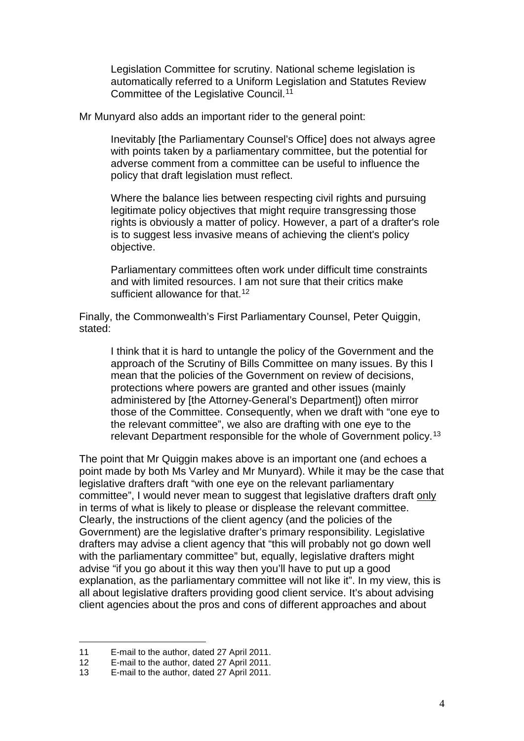Legislation Committee for scrutiny. National scheme legislation is automatically referred to a Uniform Legislation and Statutes Review Committee of the Legislative Council.[11]

Mr Munyard also adds an important rider to the general point:

> Inevitably [the Parliamentary Counsel's Office] does not always agree with points taken by a parliamentary committee, but the potential for adverse comment from a committee can be useful to influence the policy that draft legislation must reflect.
>
> Where the balance lies between respecting civil rights and pursuing legitimate policy objectives that might require transgressing those rights is obviously a matter of policy. However, a part of a drafter's role is to suggest less invasive means of achieving the client's policy objective.
>
> Parliamentary committees often work under difficult time constraints and with limited resources. I am not sure that their critics make sufficient allowance for that.[12]

Finally, the Commonwealth's First Parliamentary Counsel, Peter Quiggin, stated:

> I think that it is hard to untangle the policy of the Government and the approach of the Scrutiny of Bills Committee on many issues. By this I mean that the policies of the Government on review of decisions, protections where powers are granted and other issues (mainly administered by [the Attorney-General's Department]) often mirror those of the Committee. Consequently, when we draft with "one eye to the relevant committee", we also are drafting with one eye to the relevant Department responsible for the whole of Government policy.[13]

The point that Mr Quiggin makes above is an important one (and echoes a point made by both Ms Varley and Mr Munyard). While it may be the case that legislative drafters draft "with one eye on the relevant parliamentary committee", I would never mean to suggest that legislative drafters draft <u>only</u> in terms of what is likely to please or displease the relevant committee. Clearly, the instructions of the client agency (and the policies of the Government) are the legislative drafter's primary responsibility. Legislative drafters may advise a client agency that "this will probably not go down well with the parliamentary committee" but, equally, legislative drafters might advise "if you go about it this way then you'll have to put up a good explanation, as the parliamentary committee will not like it". In my view, this is all about legislative drafters providing good client service. It's about advising client agencies about the pros and cons of different approaches and about

---

11 E-mail to the author, dated 27 April 2011.

12 E-mail to the author, dated 27 April 2011.

13 E-mail to the author, dated 27 April 2011.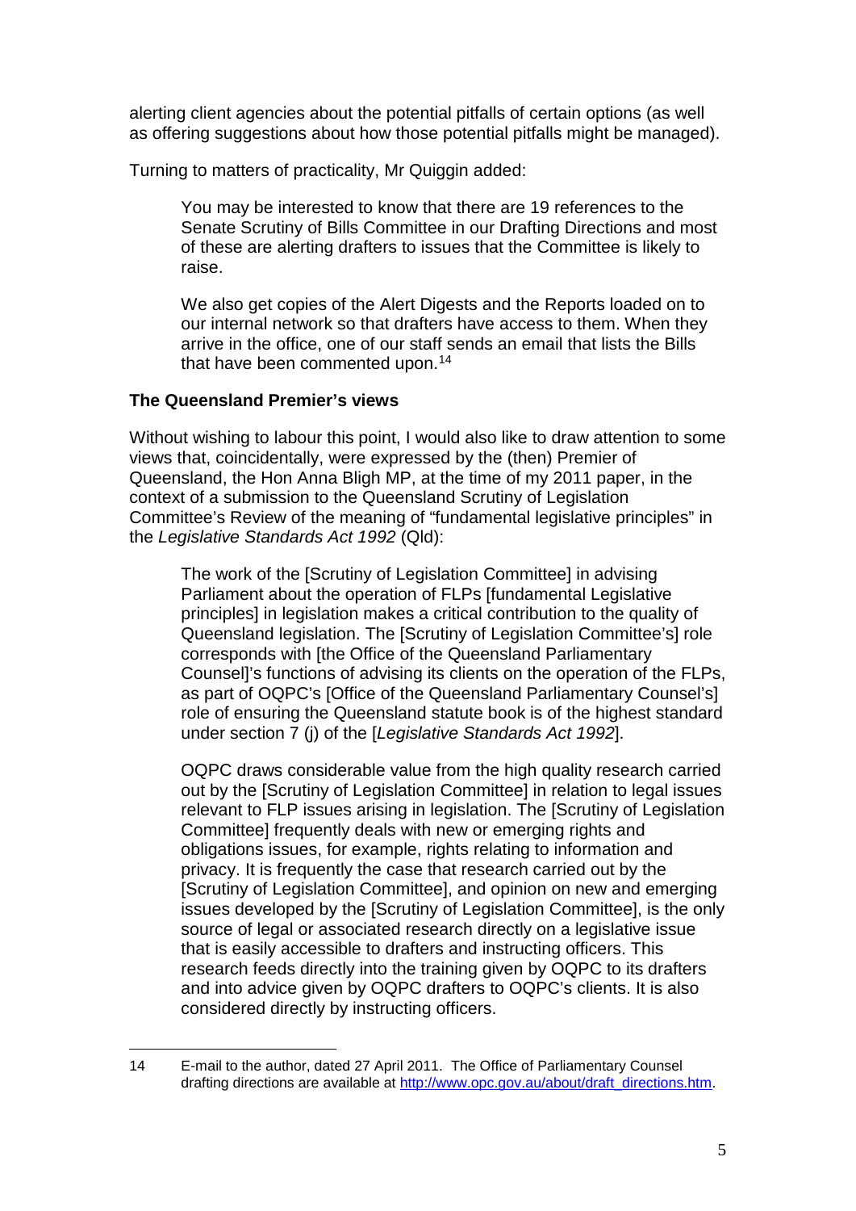alerting client agencies about the potential pitfalls of certain options (as well as offering suggestions about how those potential pitfalls might be managed).

Turning to matters of practicality, Mr Quiggin added:

> You may be interested to know that there are 19 references to the Senate Scrutiny of Bills Committee in our Drafting Directions and most of these are alerting drafters to issues that the Committee is likely to raise.
>
> We also get copies of the Alert Digests and the Reports loaded on to our internal network so that drafters have access to them. When they arrive in the office, one of our staff sends an email that lists the Bills that have been commented upon.[14]

### The Queensland Premier's views

Without wishing to labour this point, I would also like to draw attention to some views that, coincidentally, were expressed by the (then) Premier of Queensland, the Hon Anna Bligh MP, at the time of my 2011 paper, in the context of a submission to the Queensland Scrutiny of Legislation Committee's Review of the meaning of "fundamental legislative principles" in the *Legislative Standards Act 1992* (Qld):

> The work of the [Scrutiny of Legislation Committee] in advising Parliament about the operation of FLPs [fundamental Legislative principles] in legislation makes a critical contribution to the quality of Queensland legislation. The [Scrutiny of Legislation Committee's] role corresponds with [the Office of the Queensland Parliamentary Counsel]'s functions of advising its clients on the operation of the FLPs, as part of OQPC's [Office of the Queensland Parliamentary Counsel's] role of ensuring the Queensland statute book is of the highest standard under section 7 (j) of the [*Legislative Standards Act 1992*].
>
> OQPC draws considerable value from the high quality research carried out by the [Scrutiny of Legislation Committee] in relation to legal issues relevant to FLP issues arising in legislation. The [Scrutiny of Legislation Committee] frequently deals with new or emerging rights and obligations issues, for example, rights relating to information and privacy. It is frequently the case that research carried out by the [Scrutiny of Legislation Committee], and opinion on new and emerging issues developed by the [Scrutiny of Legislation Committee], is the only source of legal or associated research directly on a legislative issue that is easily accessible to drafters and instructing officers. This research feeds directly into the training given by OQPC to its drafters and into advice given by OQPC drafters to OQPC's clients. It is also considered directly by instructing officers.

---

14 E-mail to the author, dated 27 April 2011. The Office of Parliamentary Counsel drafting directions are available at http://www.opc.gov.au/about/draft_directions.htm.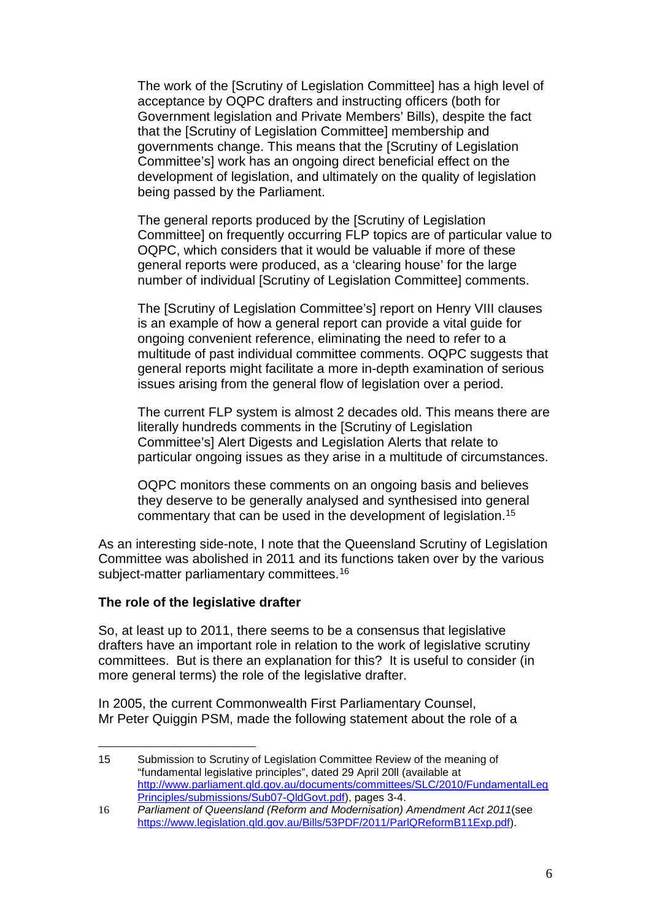> The work of the [Scrutiny of Legislation Committee] has a high level of acceptance by OQPC drafters and instructing officers (both for Government legislation and Private Members' Bills), despite the fact that the [Scrutiny of Legislation Committee] membership and governments change. This means that the [Scrutiny of Legislation Committee's] work has an ongoing direct beneficial effect on the development of legislation, and ultimately on the quality of legislation being passed by the Parliament.
>
> The general reports produced by the [Scrutiny of Legislation Committee] on frequently occurring FLP topics are of particular value to OQPC, which considers that it would be valuable if more of these general reports were produced, as a 'clearing house' for the large number of individual [Scrutiny of Legislation Committee] comments.
>
> The [Scrutiny of Legislation Committee's] report on Henry VIII clauses is an example of how a general report can provide a vital guide for ongoing convenient reference, eliminating the need to refer to a multitude of past individual committee comments. OQPC suggests that general reports might facilitate a more in-depth examination of serious issues arising from the general flow of legislation over a period.
>
> The current FLP system is almost 2 decades old. This means there are literally hundreds comments in the [Scrutiny of Legislation Committee's] Alert Digests and Legislation Alerts that relate to particular ongoing issues as they arise in a multitude of circumstances.
>
> OQPC monitors these comments on an ongoing basis and believes they deserve to be generally analysed and synthesised into general commentary that can be used in the development of legislation.[15]

As an interesting side-note, I note that the Queensland Scrutiny of Legislation Committee was abolished in 2011 and its functions taken over by the various subject-matter parliamentary committees.[16]

**The role of the legislative drafter**

So, at least up to 2011, there seems to be a consensus that legislative drafters have an important role in relation to the work of legislative scrutiny committees. But is there an explanation for this? It is useful to consider (in more general terms) the role of the legislative drafter.

In 2005, the current Commonwealth First Parliamentary Counsel, Mr Peter Quiggin PSM, made the following statement about the role of a

---

15 Submission to Scrutiny of Legislation Committee Review of the meaning of "fundamental legislative principles", dated 29 April 20ll (available at http://www.parliament.qld.gov.au/documents/committees/SLC/2010/FundamentalLegPrinciples/submissions/Sub07-QldGovt.pdf), pages 3-4.

16 *Parliament of Queensland (Reform and Modernisation) Amendment Act 2011*(see https://www.legislation.qld.gov.au/Bills/53PDF/2011/ParlQReformB11Exp.pdf).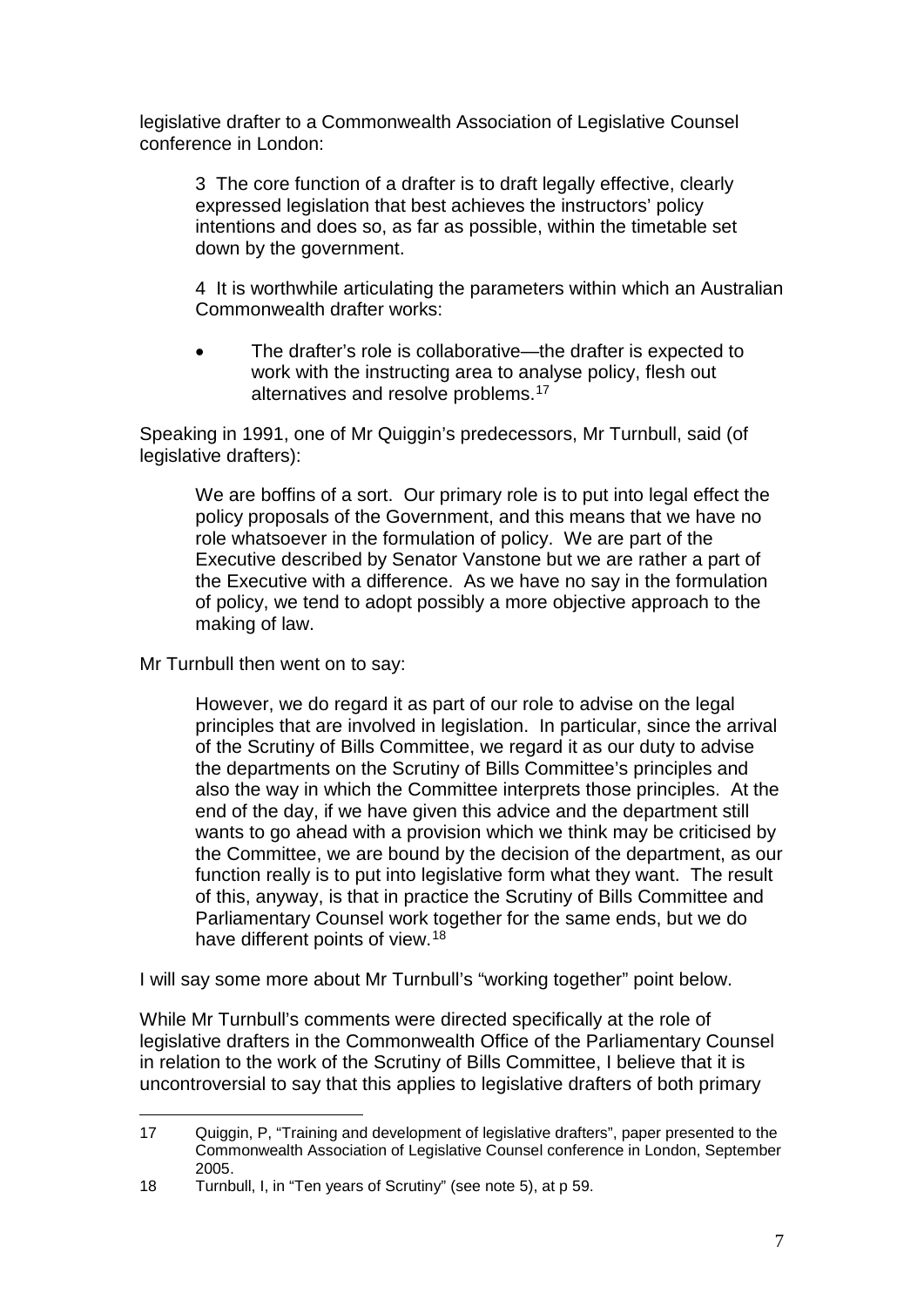legislative drafter to a Commonwealth Association of Legislative Counsel conference in London:

> 3 The core function of a drafter is to draft legally effective, clearly expressed legislation that best achieves the instructors' policy intentions and does so, as far as possible, within the timetable set down by the government.
>
> 4 It is worthwhile articulating the parameters within which an Australian Commonwealth drafter works:
>
> - The drafter's role is collaborative—the drafter is expected to work with the instructing area to analyse policy, flesh out alternatives and resolve problems.[17]

Speaking in 1991, one of Mr Quiggin's predecessors, Mr Turnbull, said (of legislative drafters):

> We are boffins of a sort. Our primary role is to put into legal effect the policy proposals of the Government, and this means that we have no role whatsoever in the formulation of policy. We are part of the Executive described by Senator Vanstone but we are rather a part of the Executive with a difference. As we have no say in the formulation of policy, we tend to adopt possibly a more objective approach to the making of law.

Mr Turnbull then went on to say:

> However, we do regard it as part of our role to advise on the legal principles that are involved in legislation. In particular, since the arrival of the Scrutiny of Bills Committee, we regard it as our duty to advise the departments on the Scrutiny of Bills Committee's principles and also the way in which the Committee interprets those principles. At the end of the day, if we have given this advice and the department still wants to go ahead with a provision which we think may be criticised by the Committee, we are bound by the decision of the department, as our function really is to put into legislative form what they want. The result of this, anyway, is that in practice the Scrutiny of Bills Committee and Parliamentary Counsel work together for the same ends, but we do have different points of view.[18]

I will say some more about Mr Turnbull's "working together" point below.

While Mr Turnbull's comments were directed specifically at the role of legislative drafters in the Commonwealth Office of the Parliamentary Counsel in relation to the work of the Scrutiny of Bills Committee, I believe that it is uncontroversial to say that this applies to legislative drafters of both primary

---

17 Quiggin, P, "Training and development of legislative drafters", paper presented to the Commonwealth Association of Legislative Counsel conference in London, September 2005.

18 Turnbull, I, in "Ten years of Scrutiny" (see note 5), at p 59.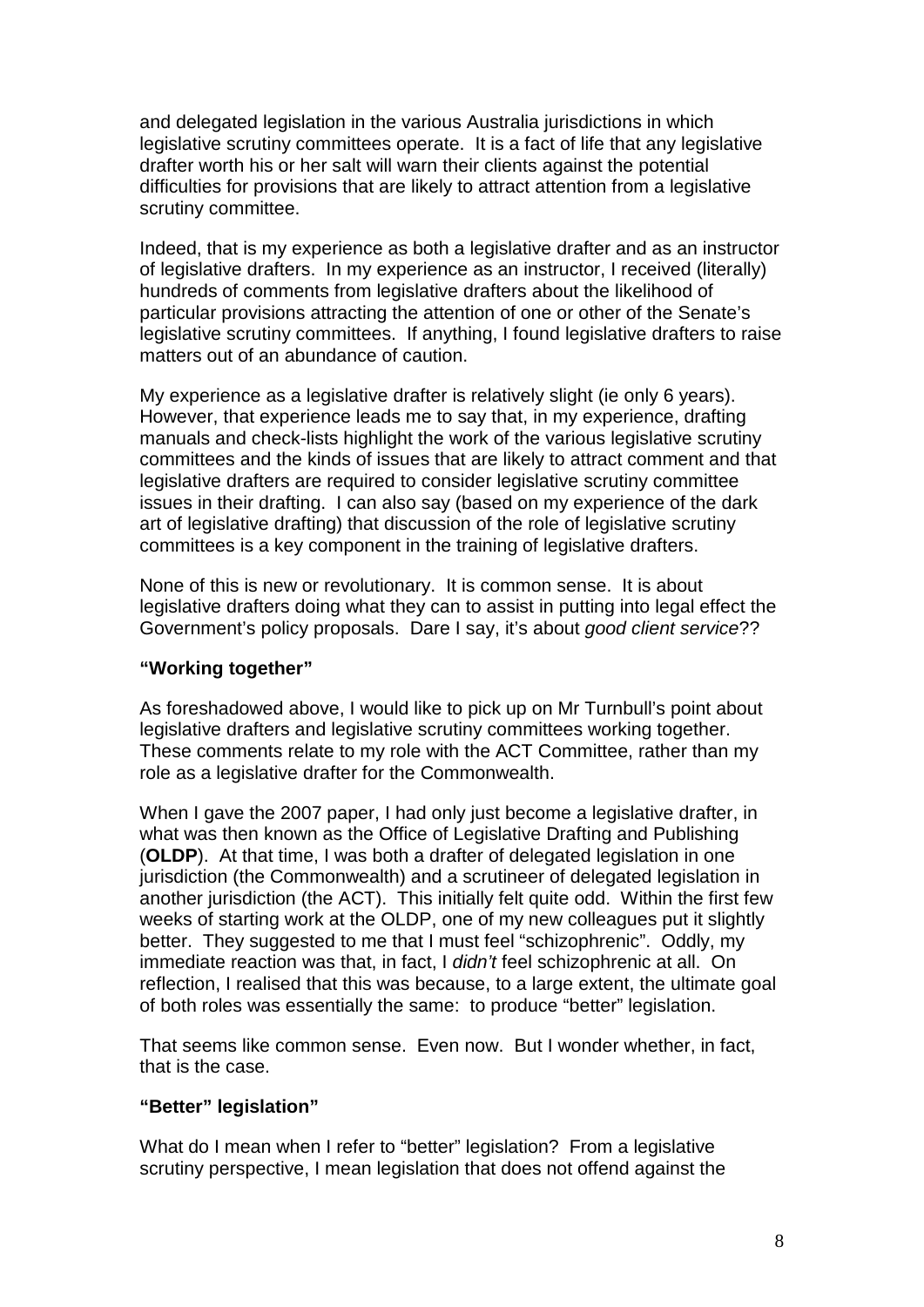and delegated legislation in the various Australia jurisdictions in which legislative scrutiny committees operate. It is a fact of life that any legislative drafter worth his or her salt will warn their clients against the potential difficulties for provisions that are likely to attract attention from a legislative scrutiny committee.

Indeed, that is my experience as both a legislative drafter and as an instructor of legislative drafters. In my experience as an instructor, I received (literally) hundreds of comments from legislative drafters about the likelihood of particular provisions attracting the attention of one or other of the Senate's legislative scrutiny committees. If anything, I found legislative drafters to raise matters out of an abundance of caution.

My experience as a legislative drafter is relatively slight (ie only 6 years). However, that experience leads me to say that, in my experience, drafting manuals and check-lists highlight the work of the various legislative scrutiny committees and the kinds of issues that are likely to attract comment and that legislative drafters are required to consider legislative scrutiny committee issues in their drafting. I can also say (based on my experience of the dark art of legislative drafting) that discussion of the role of legislative scrutiny committees is a key component in the training of legislative drafters.

None of this is new or revolutionary. It is common sense. It is about legislative drafters doing what they can to assist in putting into legal effect the Government's policy proposals. Dare I say, it's about *good client service*??

### "Working together"

As foreshadowed above, I would like to pick up on Mr Turnbull's point about legislative drafters and legislative scrutiny committees working together. These comments relate to my role with the ACT Committee, rather than my role as a legislative drafter for the Commonwealth.

When I gave the 2007 paper, I had only just become a legislative drafter, in what was then known as the Office of Legislative Drafting and Publishing (**OLDP**). At that time, I was both a drafter of delegated legislation in one jurisdiction (the Commonwealth) and a scrutineer of delegated legislation in another jurisdiction (the ACT). This initially felt quite odd. Within the first few weeks of starting work at the OLDP, one of my new colleagues put it slightly better. They suggested to me that I must feel "schizophrenic". Oddly, my immediate reaction was that, in fact, I *didn't* feel schizophrenic at all. On reflection, I realised that this was because, to a large extent, the ultimate goal of both roles was essentially the same: to produce "better" legislation.

That seems like common sense. Even now. But I wonder whether, in fact, that is the case.

### "Better" legislation"

What do I mean when I refer to "better" legislation? From a legislative scrutiny perspective, I mean legislation that does not offend against the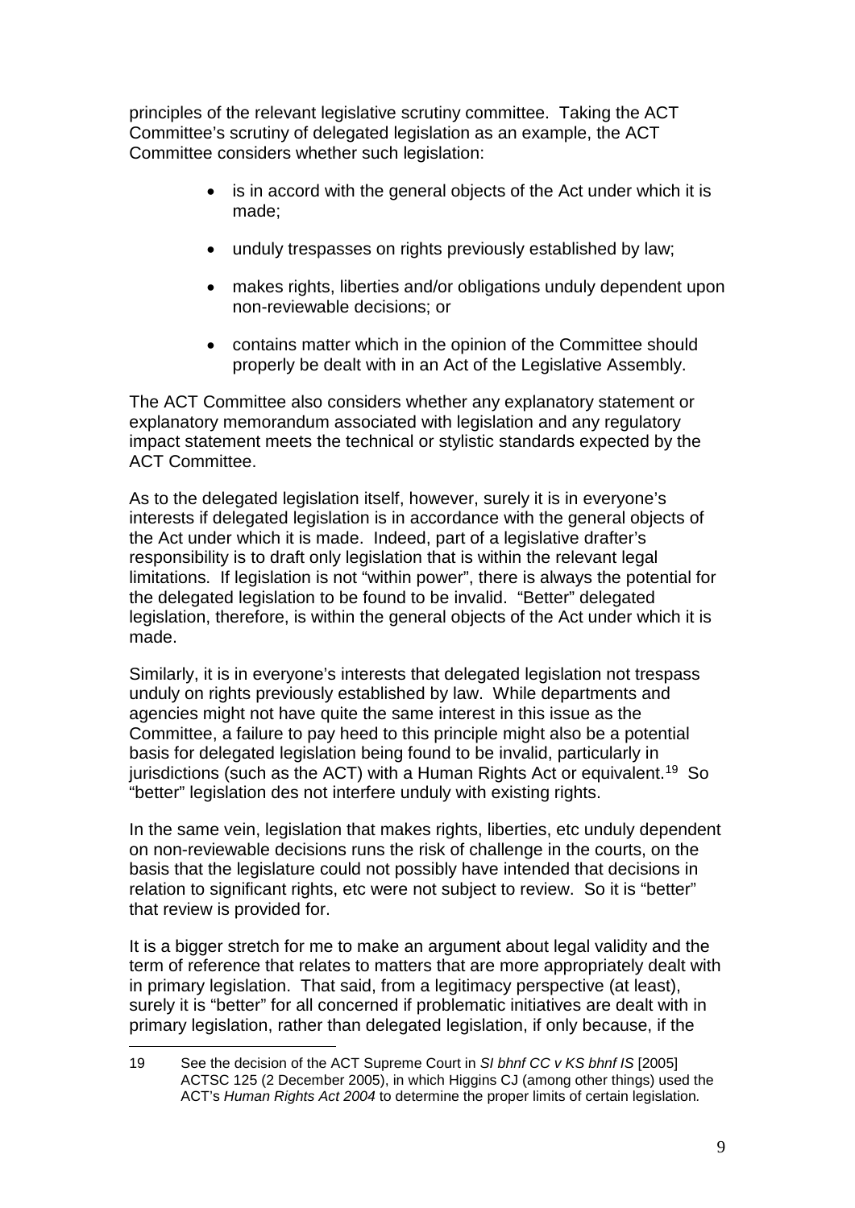principles of the relevant legislative scrutiny committee. Taking the ACT Committee's scrutiny of delegated legislation as an example, the ACT Committee considers whether such legislation:

- is in accord with the general objects of the Act under which it is made;
- unduly trespasses on rights previously established by law;
- makes rights, liberties and/or obligations unduly dependent upon non-reviewable decisions; or
- contains matter which in the opinion of the Committee should properly be dealt with in an Act of the Legislative Assembly.

The ACT Committee also considers whether any explanatory statement or explanatory memorandum associated with legislation and any regulatory impact statement meets the technical or stylistic standards expected by the ACT Committee.

As to the delegated legislation itself, however, surely it is in everyone's interests if delegated legislation is in accordance with the general objects of the Act under which it is made. Indeed, part of a legislative drafter's responsibility is to draft only legislation that is within the relevant legal limitations. If legislation is not "within power", there is always the potential for the delegated legislation to be found to be invalid. "Better" delegated legislation, therefore, is within the general objects of the Act under which it is made.

Similarly, it is in everyone's interests that delegated legislation not trespass unduly on rights previously established by law. While departments and agencies might not have quite the same interest in this issue as the Committee, a failure to pay heed to this principle might also be a potential basis for delegated legislation being found to be invalid, particularly in jurisdictions (such as the ACT) with a Human Rights Act or equivalent.[19] So "better" legislation des not interfere unduly with existing rights.

In the same vein, legislation that makes rights, liberties, etc unduly dependent on non-reviewable decisions runs the risk of challenge in the courts, on the basis that the legislature could not possibly have intended that decisions in relation to significant rights, etc were not subject to review. So it is "better" that review is provided for.

It is a bigger stretch for me to make an argument about legal validity and the term of reference that relates to matters that are more appropriately dealt with in primary legislation. That said, from a legitimacy perspective (at least), surely it is "better" for all concerned if problematic initiatives are dealt with in primary legislation, rather than delegated legislation, if only because, if the

---

19 See the decision of the ACT Supreme Court in *SI bhnf CC v KS bhnf IS* [2005] ACTSC 125 (2 December 2005), in which Higgins CJ (among other things) used the ACT's *Human Rights Act 2004* to determine the proper limits of certain legislation.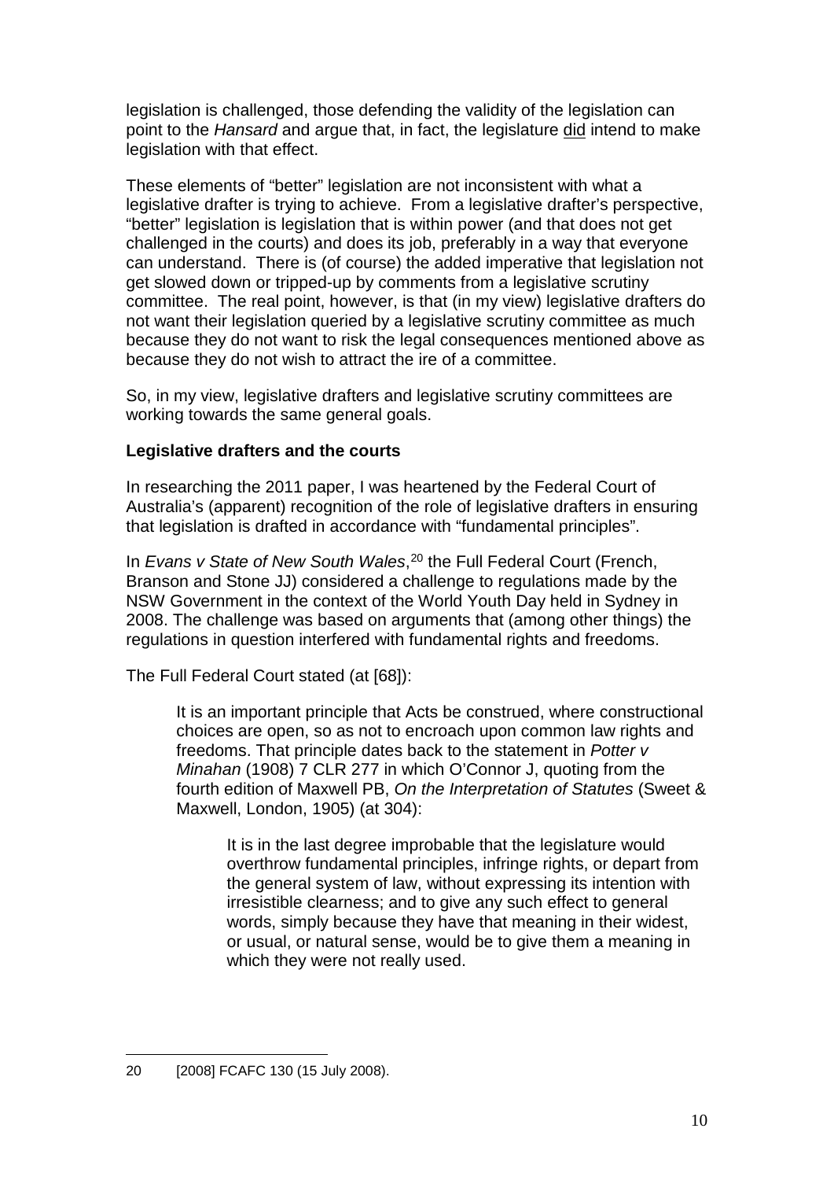legislation is challenged, those defending the validity of the legislation can point to the *Hansard* and argue that, in fact, the legislature did intend to make legislation with that effect.

These elements of "better" legislation are not inconsistent with what a legislative drafter is trying to achieve. From a legislative drafter's perspective, "better" legislation is legislation that is within power (and that does not get challenged in the courts) and does its job, preferably in a way that everyone can understand. There is (of course) the added imperative that legislation not get slowed down or tripped-up by comments from a legislative scrutiny committee. The real point, however, is that (in my view) legislative drafters do not want their legislation queried by a legislative scrutiny committee as much because they do not want to risk the legal consequences mentioned above as because they do not wish to attract the ire of a committee.

So, in my view, legislative drafters and legislative scrutiny committees are working towards the same general goals.

**Legislative drafters and the courts**

In researching the 2011 paper, I was heartened by the Federal Court of Australia's (apparent) recognition of the role of legislative drafters in ensuring that legislation is drafted in accordance with "fundamental principles".

In *Evans v State of New South Wales*,[20] the Full Federal Court (French, Branson and Stone JJ) considered a challenge to regulations made by the NSW Government in the context of the World Youth Day held in Sydney in 2008. The challenge was based on arguments that (among other things) the regulations in question interfered with fundamental rights and freedoms.

The Full Federal Court stated (at [68]):

> It is an important principle that Acts be construed, where constructional choices are open, so as not to encroach upon common law rights and freedoms. That principle dates back to the statement in *Potter v Minahan* (1908) 7 CLR 277 in which O'Connor J, quoting from the fourth edition of Maxwell PB, *On the Interpretation of Statutes* (Sweet & Maxwell, London, 1905) (at 304):
>
> > It is in the last degree improbable that the legislature would overthrow fundamental principles, infringe rights, or depart from the general system of law, without expressing its intention with irresistible clearness; and to give any such effect to general words, simply because they have that meaning in their widest, or usual, or natural sense, would be to give them a meaning in which they were not really used.

---

20 [2008] FCAFC 130 (15 July 2008).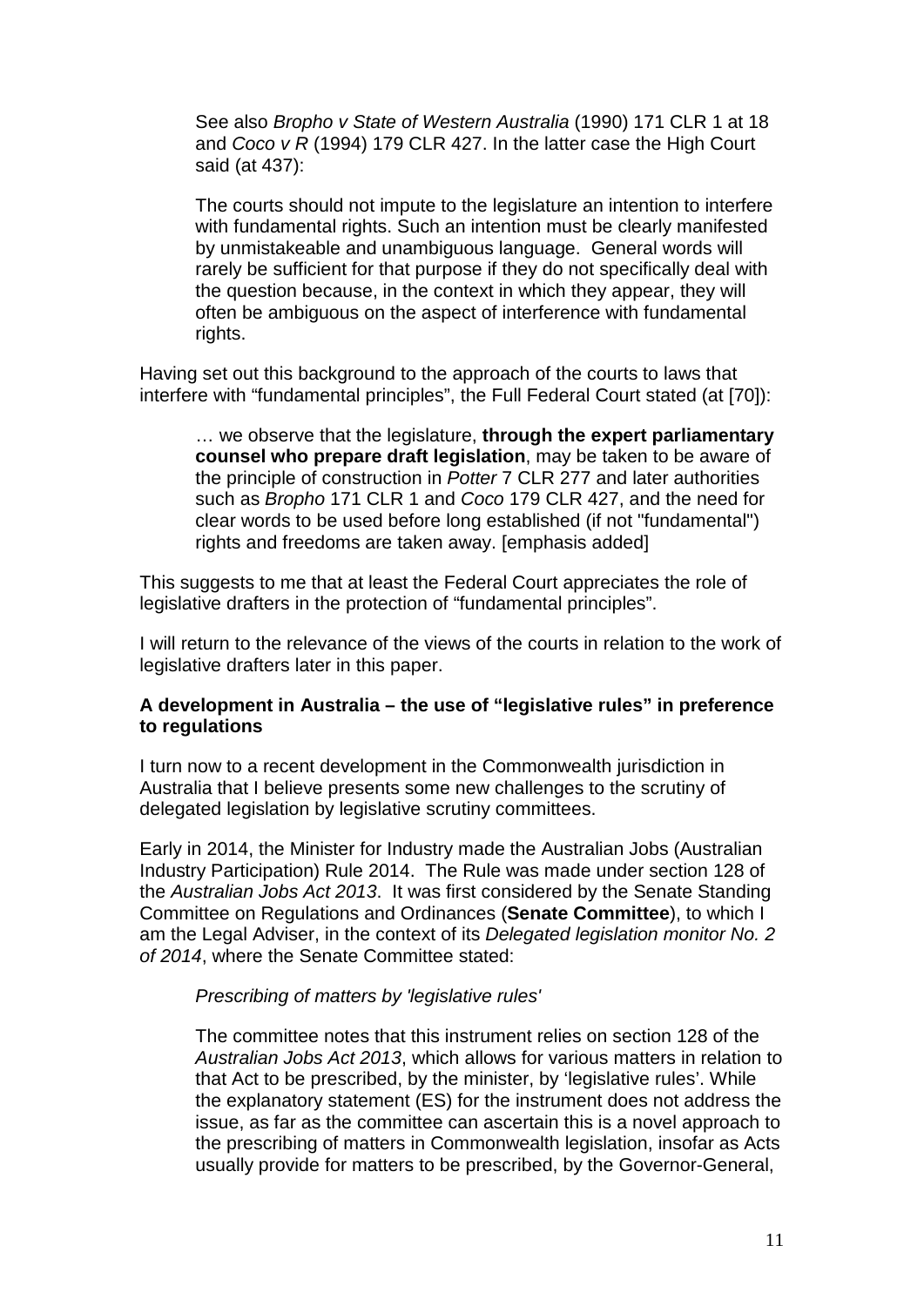See also *Bropho v State of Western Australia* (1990) 171 CLR 1 at 18 and *Coco v R* (1994) 179 CLR 427. In the latter case the High Court said (at 437):

> The courts should not impute to the legislature an intention to interfere with fundamental rights. Such an intention must be clearly manifested by unmistakeable and unambiguous language. General words will rarely be sufficient for that purpose if they do not specifically deal with the question because, in the context in which they appear, they will often be ambiguous on the aspect of interference with fundamental rights.

Having set out this background to the approach of the courts to laws that interfere with "fundamental principles", the Full Federal Court stated (at [70]):

> … we observe that the legislature, **through the expert parliamentary counsel who prepare draft legislation**, may be taken to be aware of the principle of construction in *Potter* 7 CLR 277 and later authorities such as *Bropho* 171 CLR 1 and *Coco* 179 CLR 427, and the need for clear words to be used before long established (if not "fundamental") rights and freedoms are taken away. [emphasis added]

This suggests to me that at least the Federal Court appreciates the role of legislative drafters in the protection of "fundamental principles".

I will return to the relevance of the views of the courts in relation to the work of legislative drafters later in this paper.

**A development in Australia – the use of "legislative rules" in preference to regulations**

I turn now to a recent development in the Commonwealth jurisdiction in Australia that I believe presents some new challenges to the scrutiny of delegated legislation by legislative scrutiny committees.

Early in 2014, the Minister for Industry made the Australian Jobs (Australian Industry Participation) Rule 2014. The Rule was made under section 128 of the *Australian Jobs Act 2013*. It was first considered by the Senate Standing Committee on Regulations and Ordinances (**Senate Committee**), to which I am the Legal Adviser, in the context of its *Delegated legislation monitor No. 2 of 2014*, where the Senate Committee stated:

> *Prescribing of matters by 'legislative rules'*
>
> The committee notes that this instrument relies on section 128 of the *Australian Jobs Act 2013*, which allows for various matters in relation to that Act to be prescribed, by the minister, by 'legislative rules'. While the explanatory statement (ES) for the instrument does not address the issue, as far as the committee can ascertain this is a novel approach to the prescribing of matters in Commonwealth legislation, insofar as Acts usually provide for matters to be prescribed, by the Governor-General,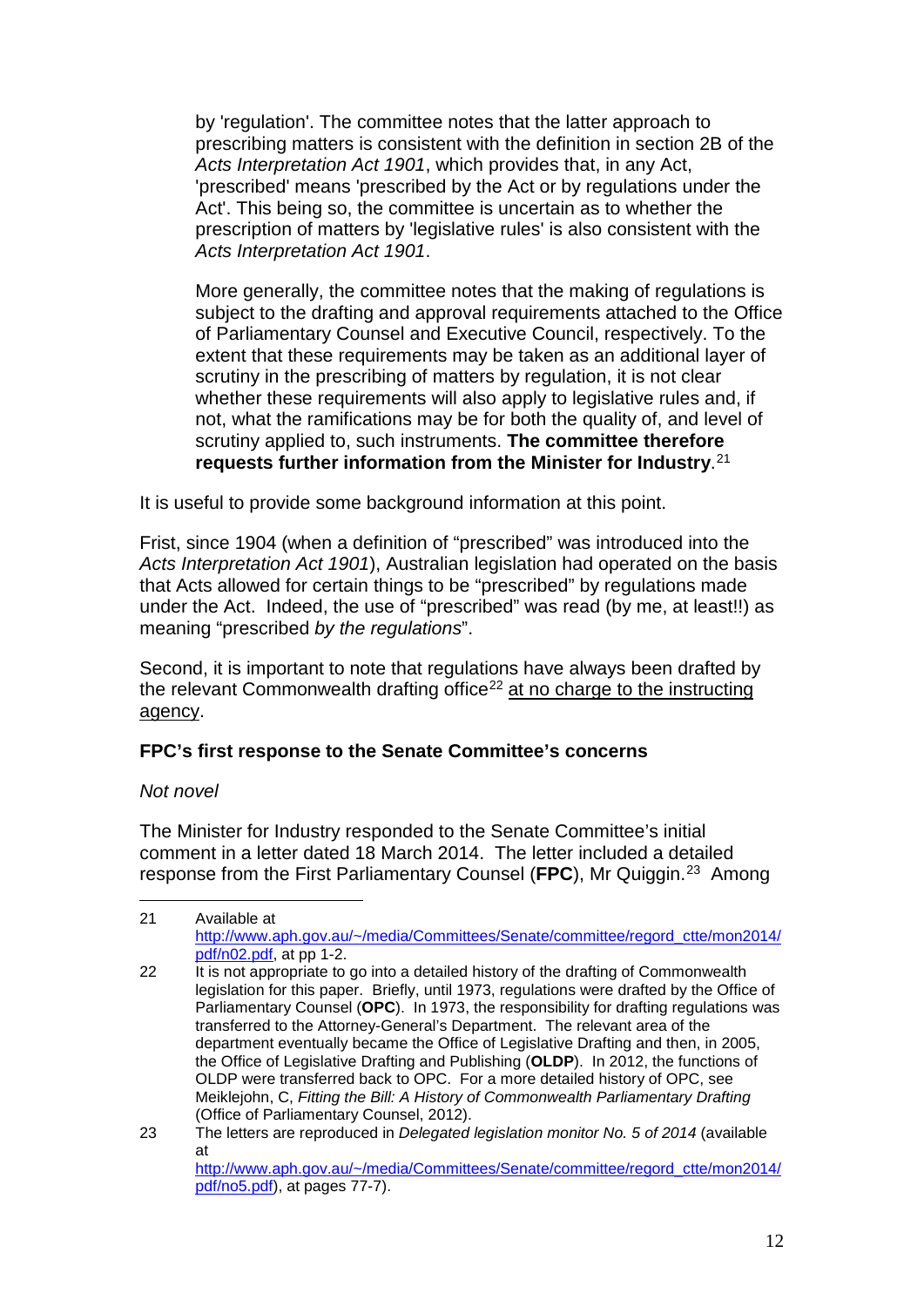> by 'regulation'. The committee notes that the latter approach to prescribing matters is consistent with the definition in section 2B of the *Acts Interpretation Act 1901*, which provides that, in any Act, 'prescribed' means 'prescribed by the Act or by regulations under the Act'. This being so, the committee is uncertain as to whether the prescription of matters by 'legislative rules' is also consistent with the *Acts Interpretation Act 1901*.
>
> More generally, the committee notes that the making of regulations is subject to the drafting and approval requirements attached to the Office of Parliamentary Counsel and Executive Council, respectively. To the extent that these requirements may be taken as an additional layer of scrutiny in the prescribing of matters by regulation, it is not clear whether these requirements will also apply to legislative rules and, if not, what the ramifications may be for both the quality of, and level of scrutiny applied to, such instruments. **The committee therefore requests further information from the Minister for Industry**.[21]

It is useful to provide some background information at this point.

Frist, since 1904 (when a definition of "prescribed" was introduced into the *Acts Interpretation Act 1901*), Australian legislation had operated on the basis that Acts allowed for certain things to be "prescribed" by regulations made under the Act. Indeed, the use of "prescribed" was read (by me, at least!!) as meaning "prescribed *by the regulations*".

Second, it is important to note that regulations have always been drafted by the relevant Commonwealth drafting office[22] at no charge to the instructing agency.

**FPC's first response to the Senate Committee's concerns**

*Not novel*

The Minister for Industry responded to the Senate Committee's initial comment in a letter dated 18 March 2014. The letter included a detailed response from the First Parliamentary Counsel (**FPC**), Mr Quiggin.[23] Among

---

21 Available at http://www.aph.gov.au/~/media/Committees/Senate/committee/regord_ctte/mon2014/pdf/n02.pdf, at pp 1-2.

22 It is not appropriate to go into a detailed history of the drafting of Commonwealth legislation for this paper. Briefly, until 1973, regulations were drafted by the Office of Parliamentary Counsel (**OPC**). In 1973, the responsibility for drafting regulations was transferred to the Attorney-General's Department. The relevant area of the department eventually became the Office of Legislative Drafting and then, in 2005, the Office of Legislative Drafting and Publishing (**OLDP**). In 2012, the functions of OLDP were transferred back to OPC. For a more detailed history of OPC, see Meiklejohn, C, *Fitting the Bill: A History of Commonwealth Parliamentary Drafting* (Office of Parliamentary Counsel, 2012).

23 The letters are reproduced in *Delegated legislation monitor No. 5 of 2014* (available at http://www.aph.gov.au/~/media/Committees/Senate/committee/regord_ctte/mon2014/pdf/no5.pdf), at pages 77-7).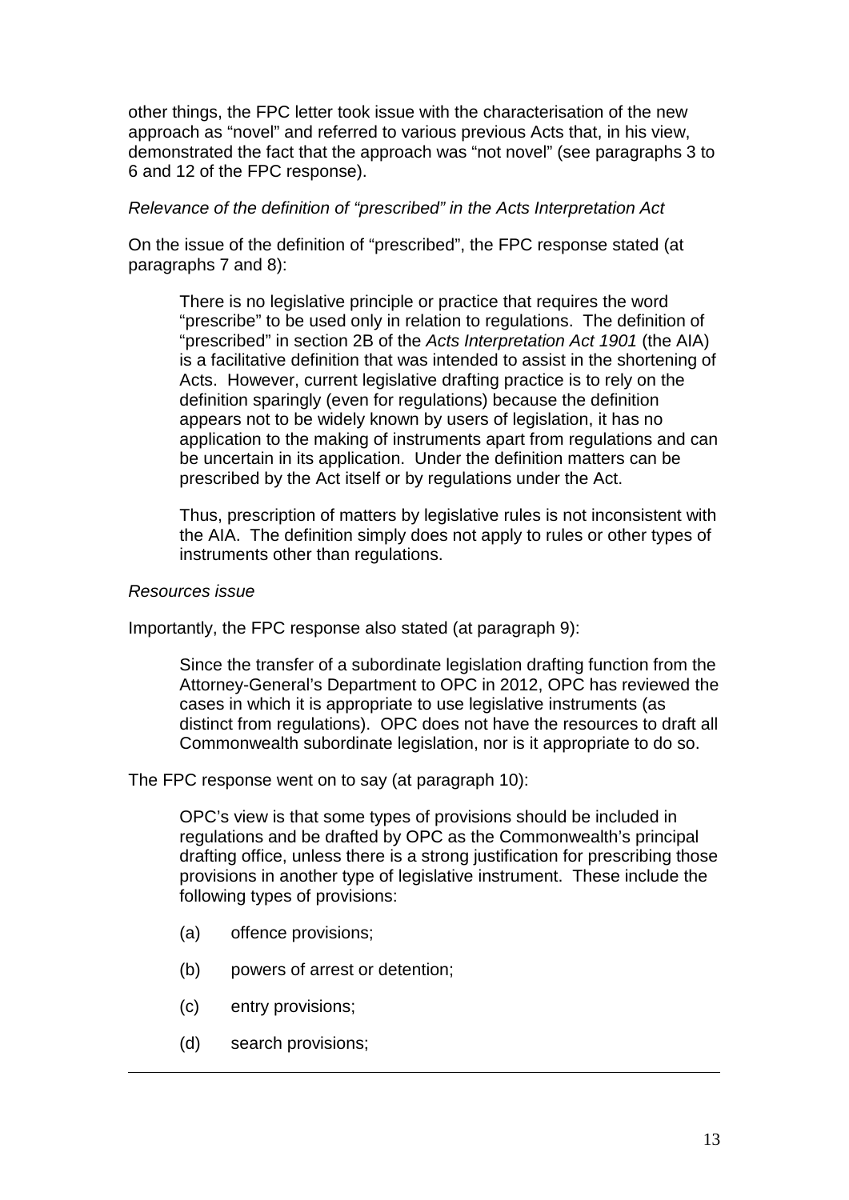other things, the FPC letter took issue with the characterisation of the new approach as "novel" and referred to various previous Acts that, in his view, demonstrated the fact that the approach was "not novel" (see paragraphs 3 to 6 and 12 of the FPC response).

*Relevance of the definition of "prescribed" in the Acts Interpretation Act*

On the issue of the definition of "prescribed", the FPC response stated (at paragraphs 7 and 8):

> There is no legislative principle or practice that requires the word "prescribe" to be used only in relation to regulations. The definition of "prescribed" in section 2B of the *Acts Interpretation Act 1901* (the AIA) is a facilitative definition that was intended to assist in the shortening of Acts. However, current legislative drafting practice is to rely on the definition sparingly (even for regulations) because the definition appears not to be widely known by users of legislation, it has no application to the making of instruments apart from regulations and can be uncertain in its application. Under the definition matters can be prescribed by the Act itself or by regulations under the Act.
>
> Thus, prescription of matters by legislative rules is not inconsistent with the AIA. The definition simply does not apply to rules or other types of instruments other than regulations.

*Resources issue*

Importantly, the FPC response also stated (at paragraph 9):

> Since the transfer of a subordinate legislation drafting function from the Attorney-General's Department to OPC in 2012, OPC has reviewed the cases in which it is appropriate to use legislative instruments (as distinct from regulations). OPC does not have the resources to draft all Commonwealth subordinate legislation, nor is it appropriate to do so.

The FPC response went on to say (at paragraph 10):

> OPC's view is that some types of provisions should be included in regulations and be drafted by OPC as the Commonwealth's principal drafting office, unless there is a strong justification for prescribing those provisions in another type of legislative instrument. These include the following types of provisions:
>
> (a) offence provisions;
>
> (b) powers of arrest or detention;
>
> (c) entry provisions;
>
> (d) search provisions;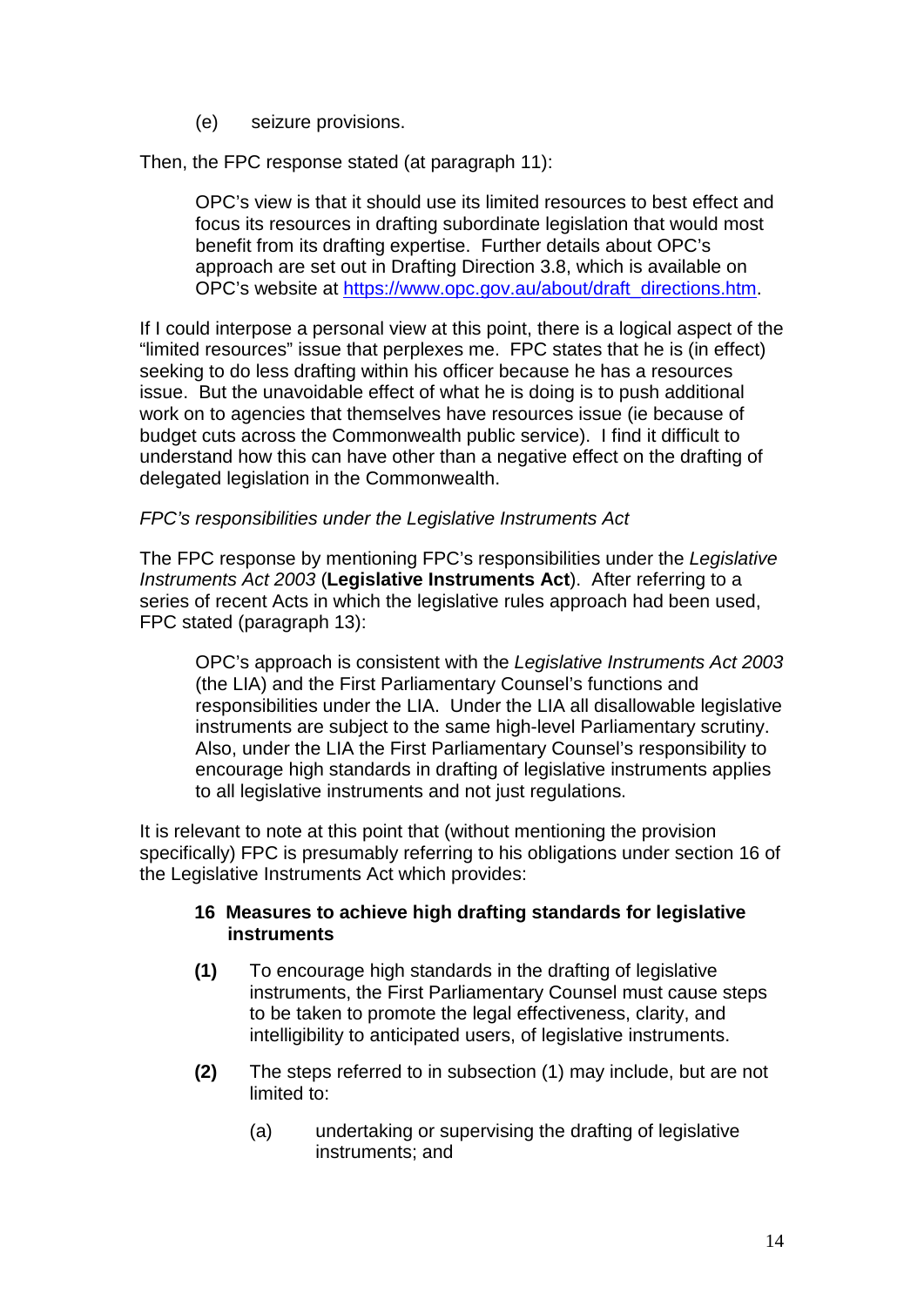(e) seizure provisions.

Then, the FPC response stated (at paragraph 11):

> OPC's view is that it should use its limited resources to best effect and focus its resources in drafting subordinate legislation that would most benefit from its drafting expertise. Further details about OPC's approach are set out in Drafting Direction 3.8, which is available on OPC's website at [https://www.opc.gov.au/about/draft_directions.htm](https://www.opc.gov.au/about/draft_directions.htm).

If I could interpose a personal view at this point, there is a logical aspect of the "limited resources" issue that perplexes me. FPC states that he is (in effect) seeking to do less drafting within his officer because he has a resources issue. But the unavoidable effect of what he is doing is to push additional work on to agencies that themselves have resources issue (ie because of budget cuts across the Commonwealth public service). I find it difficult to understand how this can have other than a negative effect on the drafting of delegated legislation in the Commonwealth.

*FPC's responsibilities under the Legislative Instruments Act*

The FPC response by mentioning FPC's responsibilities under the *Legislative Instruments Act 2003* (**Legislative Instruments Act**). After referring to a series of recent Acts in which the legislative rules approach had been used, FPC stated (paragraph 13):

> OPC's approach is consistent with the *Legislative Instruments Act 2003* (the LIA) and the First Parliamentary Counsel's functions and responsibilities under the LIA. Under the LIA all disallowable legislative instruments are subject to the same high-level Parliamentary scrutiny. Also, under the LIA the First Parliamentary Counsel's responsibility to encourage high standards in drafting of legislative instruments applies to all legislative instruments and not just regulations.

It is relevant to note at this point that (without mentioning the provision specifically) FPC is presumably referring to his obligations under section 16 of the Legislative Instruments Act which provides:

> **16 Measures to achieve high drafting standards for legislative instruments**
>
> **(1)** To encourage high standards in the drafting of legislative instruments, the First Parliamentary Counsel must cause steps to be taken to promote the legal effectiveness, clarity, and intelligibility to anticipated users, of legislative instruments.
>
> **(2)** The steps referred to in subsection (1) may include, but are not limited to:
>
> (a) undertaking or supervising the drafting of legislative instruments; and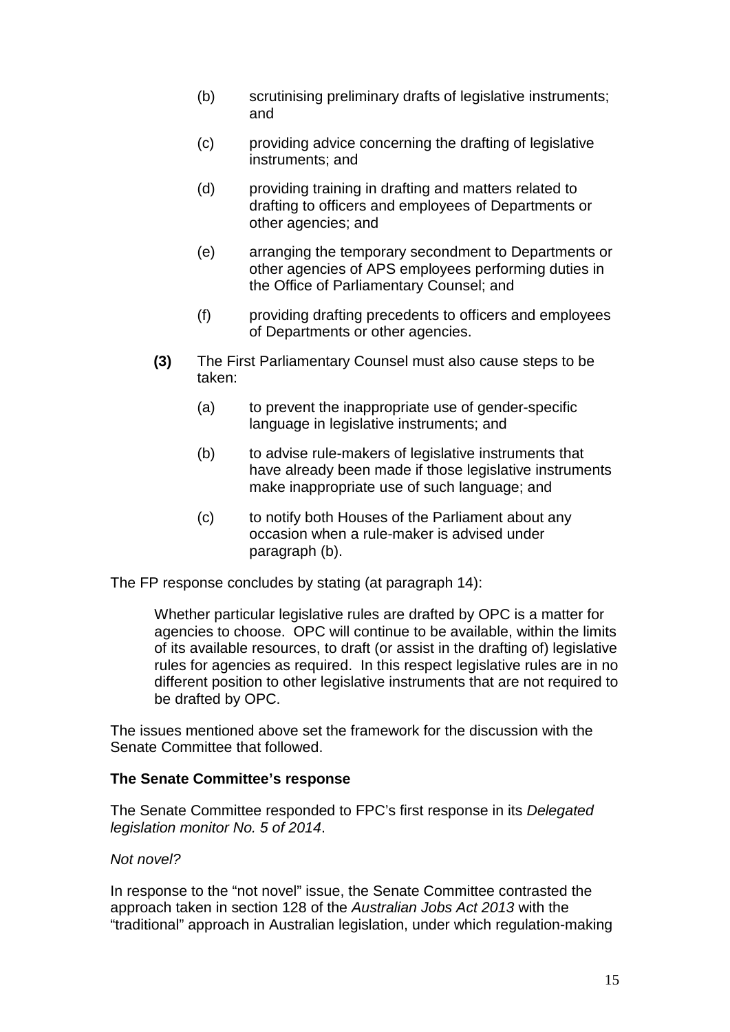(b) scrutinising preliminary drafts of legislative instruments; and

(c) providing advice concerning the drafting of legislative instruments; and

(d) providing training in drafting and matters related to drafting to officers and employees of Departments or other agencies; and

(e) arranging the temporary secondment to Departments or other agencies of APS employees performing duties in the Office of Parliamentary Counsel; and

(f) providing drafting precedents to officers and employees of Departments or other agencies.

**(3)** The First Parliamentary Counsel must also cause steps to be taken:

(a) to prevent the inappropriate use of gender-specific language in legislative instruments; and

(b) to advise rule-makers of legislative instruments that have already been made if those legislative instruments make inappropriate use of such language; and

(c) to notify both Houses of the Parliament about any occasion when a rule-maker is advised under paragraph (b).

The FP response concludes by stating (at paragraph 14):

> Whether particular legislative rules are drafted by OPC is a matter for agencies to choose. OPC will continue to be available, within the limits of its available resources, to draft (or assist in the drafting of) legislative rules for agencies as required. In this respect legislative rules are in no different position to other legislative instruments that are not required to be drafted by OPC.

The issues mentioned above set the framework for the discussion with the Senate Committee that followed.

**The Senate Committee's response**

The Senate Committee responded to FPC's first response in its *Delegated legislation monitor No. 5 of 2014*.

*Not novel?*

In response to the "not novel" issue, the Senate Committee contrasted the approach taken in section 128 of the *Australian Jobs Act 2013* with the "traditional" approach in Australian legislation, under which regulation-making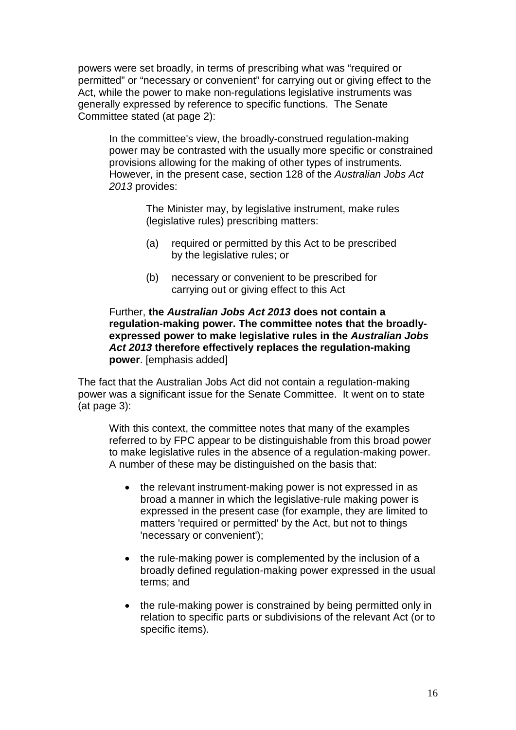powers were set broadly, in terms of prescribing what was "required or permitted" or "necessary or convenient" for carrying out or giving effect to the Act, while the power to make non-regulations legislative instruments was generally expressed by reference to specific functions. The Senate Committee stated (at page 2):

> In the committee's view, the broadly-construed regulation-making power may be contrasted with the usually more specific or constrained provisions allowing for the making of other types of instruments. However, in the present case, section 128 of the *Australian Jobs Act 2013* provides:
>
> > The Minister may, by legislative instrument, make rules (legislative rules) prescribing matters:
> >
> > (a) required or permitted by this Act to be prescribed by the legislative rules; or
> >
> > (b) necessary or convenient to be prescribed for carrying out or giving effect to this Act
>
> Further, **the *Australian Jobs Act 2013* does not contain a regulation-making power. The committee notes that the broadly-expressed power to make legislative rules in the *Australian Jobs Act 2013* therefore effectively replaces the regulation-making power**. [emphasis added]

The fact that the Australian Jobs Act did not contain a regulation-making power was a significant issue for the Senate Committee. It went on to state (at page 3):

> With this context, the committee notes that many of the examples referred to by FPC appear to be distinguishable from this broad power to make legislative rules in the absence of a regulation-making power. A number of these may be distinguished on the basis that:
>
> - the relevant instrument-making power is not expressed in as broad a manner in which the legislative-rule making power is expressed in the present case (for example, they are limited to matters 'required or permitted' by the Act, but not to things 'necessary or convenient');
> - the rule-making power is complemented by the inclusion of a broadly defined regulation-making power expressed in the usual terms; and
> - the rule-making power is constrained by being permitted only in relation to specific parts or subdivisions of the relevant Act (or to specific items).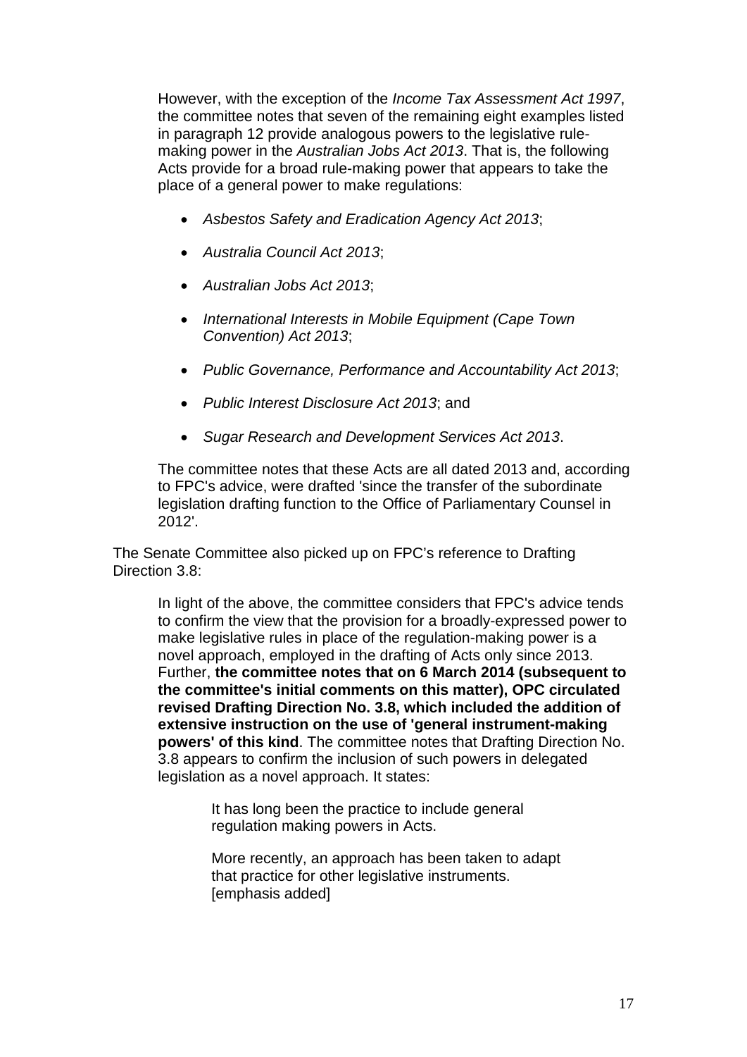> However, with the exception of the *Income Tax Assessment Act 1997*, the committee notes that seven of the remaining eight examples listed in paragraph 12 provide analogous powers to the legislative rule-making power in the *Australian Jobs Act 2013*. That is, the following Acts provide for a broad rule-making power that appears to take the place of a general power to make regulations:
>
> - *Asbestos Safety and Eradication Agency Act 2013*;
> - *Australia Council Act 2013*;
> - *Australian Jobs Act 2013*;
> - *International Interests in Mobile Equipment (Cape Town Convention) Act 2013*;
> - *Public Governance, Performance and Accountability Act 2013*;
> - *Public Interest Disclosure Act 2013*; and
> - *Sugar Research and Development Services Act 2013*.
>
> The committee notes that these Acts are all dated 2013 and, according to FPC's advice, were drafted 'since the transfer of the subordinate legislation drafting function to the Office of Parliamentary Counsel in 2012'.

The Senate Committee also picked up on FPC's reference to Drafting Direction 3.8:

> In light of the above, the committee considers that FPC's advice tends to confirm the view that the provision for a broadly-expressed power to make legislative rules in place of the regulation-making power is a novel approach, employed in the drafting of Acts only since 2013. Further, **the committee notes that on 6 March 2014 (subsequent to the committee's initial comments on this matter), OPC circulated revised Drafting Direction No. 3.8, which included the addition of extensive instruction on the use of 'general instrument-making powers' of this kind**. The committee notes that Drafting Direction No. 3.8 appears to confirm the inclusion of such powers in delegated legislation as a novel approach. It states:
>
> > It has long been the practice to include general regulation making powers in Acts.
> >
> > More recently, an approach has been taken to adapt that practice for other legislative instruments. [emphasis added]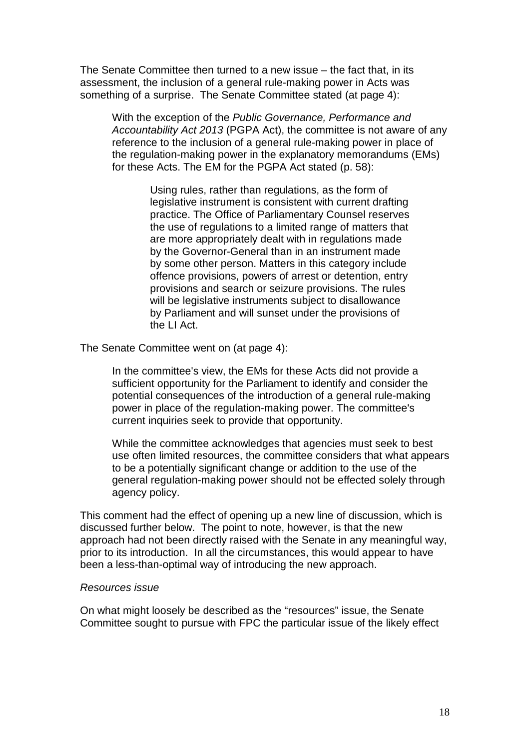The Senate Committee then turned to a new issue – the fact that, in its assessment, the inclusion of a general rule-making power in Acts was something of a surprise. The Senate Committee stated (at page 4):

> With the exception of the *Public Governance, Performance and Accountability Act 2013* (PGPA Act), the committee is not aware of any reference to the inclusion of a general rule-making power in place of the regulation-making power in the explanatory memorandums (EMs) for these Acts. The EM for the PGPA Act stated (p. 58):
>
> > Using rules, rather than regulations, as the form of legislative instrument is consistent with current drafting practice. The Office of Parliamentary Counsel reserves the use of regulations to a limited range of matters that are more appropriately dealt with in regulations made by the Governor-General than in an instrument made by some other person. Matters in this category include offence provisions, powers of arrest or detention, entry provisions and search or seizure provisions. The rules will be legislative instruments subject to disallowance by Parliament and will sunset under the provisions of the LI Act.

The Senate Committee went on (at page 4):

> In the committee's view, the EMs for these Acts did not provide a sufficient opportunity for the Parliament to identify and consider the potential consequences of the introduction of a general rule-making power in place of the regulation-making power. The committee's current inquiries seek to provide that opportunity.
>
> While the committee acknowledges that agencies must seek to best use often limited resources, the committee considers that what appears to be a potentially significant change or addition to the use of the general regulation-making power should not be effected solely through agency policy.

This comment had the effect of opening up a new line of discussion, which is discussed further below. The point to note, however, is that the new approach had not been directly raised with the Senate in any meaningful way, prior to its introduction. In all the circumstances, this would appear to have been a less-than-optimal way of introducing the new approach.

*Resources issue*

On what might loosely be described as the "resources" issue, the Senate Committee sought to pursue with FPC the particular issue of the likely effect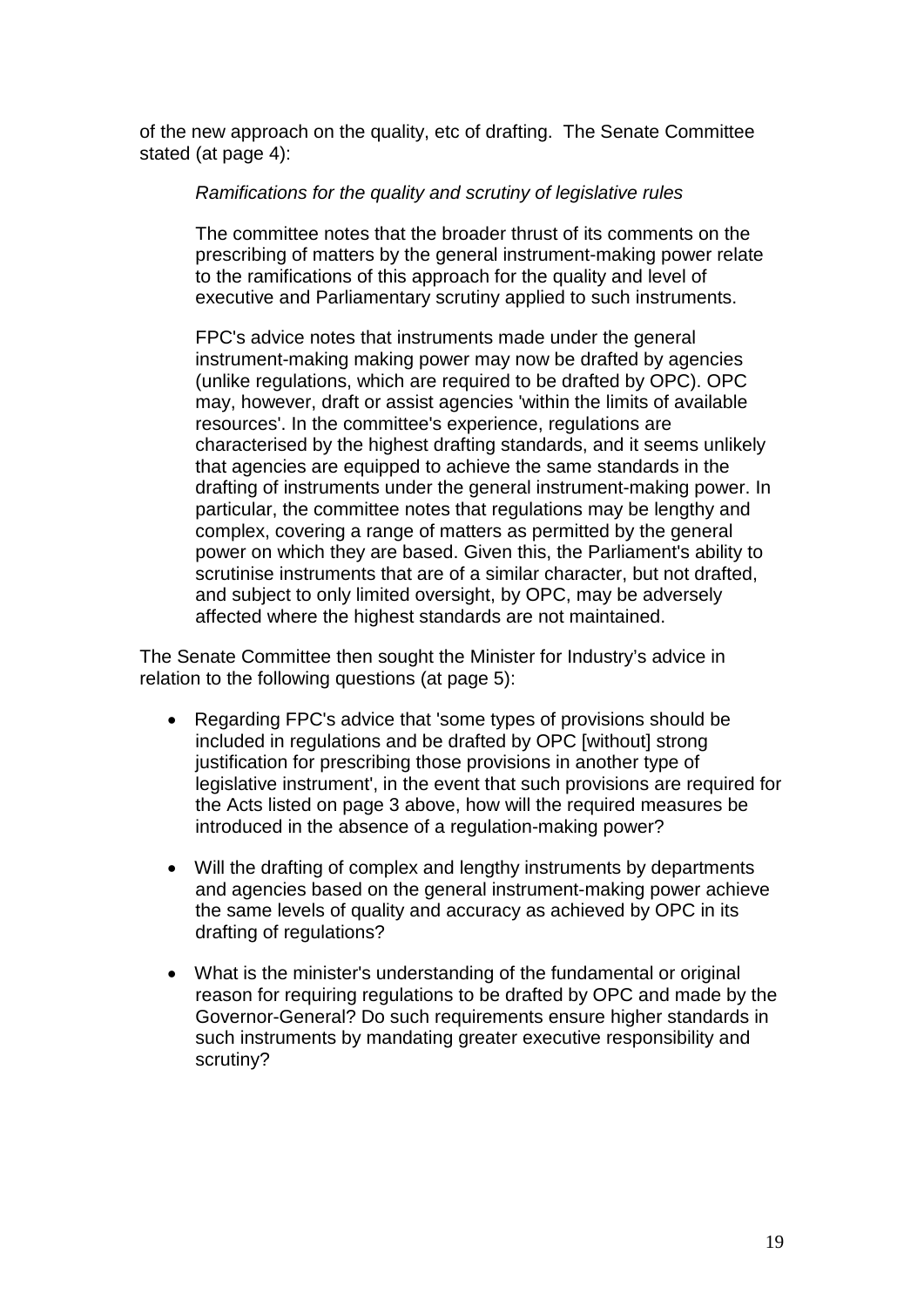of the new approach on the quality, etc of drafting. The Senate Committee stated (at page 4):

> *Ramifications for the quality and scrutiny of legislative rules*
>
> The committee notes that the broader thrust of its comments on the prescribing of matters by the general instrument-making power relate to the ramifications of this approach for the quality and level of executive and Parliamentary scrutiny applied to such instruments.
>
> FPC's advice notes that instruments made under the general instrument-making making power may now be drafted by agencies (unlike regulations, which are required to be drafted by OPC). OPC may, however, draft or assist agencies 'within the limits of available resources'. In the committee's experience, regulations are characterised by the highest drafting standards, and it seems unlikely that agencies are equipped to achieve the same standards in the drafting of instruments under the general instrument-making power. In particular, the committee notes that regulations may be lengthy and complex, covering a range of matters as permitted by the general power on which they are based. Given this, the Parliament's ability to scrutinise instruments that are of a similar character, but not drafted, and subject to only limited oversight, by OPC, may be adversely affected where the highest standards are not maintained.

The Senate Committee then sought the Minister for Industry's advice in relation to the following questions (at page 5):

- Regarding FPC's advice that 'some types of provisions should be included in regulations and be drafted by OPC [without] strong justification for prescribing those provisions in another type of legislative instrument', in the event that such provisions are required for the Acts listed on page 3 above, how will the required measures be introduced in the absence of a regulation-making power?
- Will the drafting of complex and lengthy instruments by departments and agencies based on the general instrument-making power achieve the same levels of quality and accuracy as achieved by OPC in its drafting of regulations?
- What is the minister's understanding of the fundamental or original reason for requiring regulations to be drafted by OPC and made by the Governor-General? Do such requirements ensure higher standards in such instruments by mandating greater executive responsibility and scrutiny?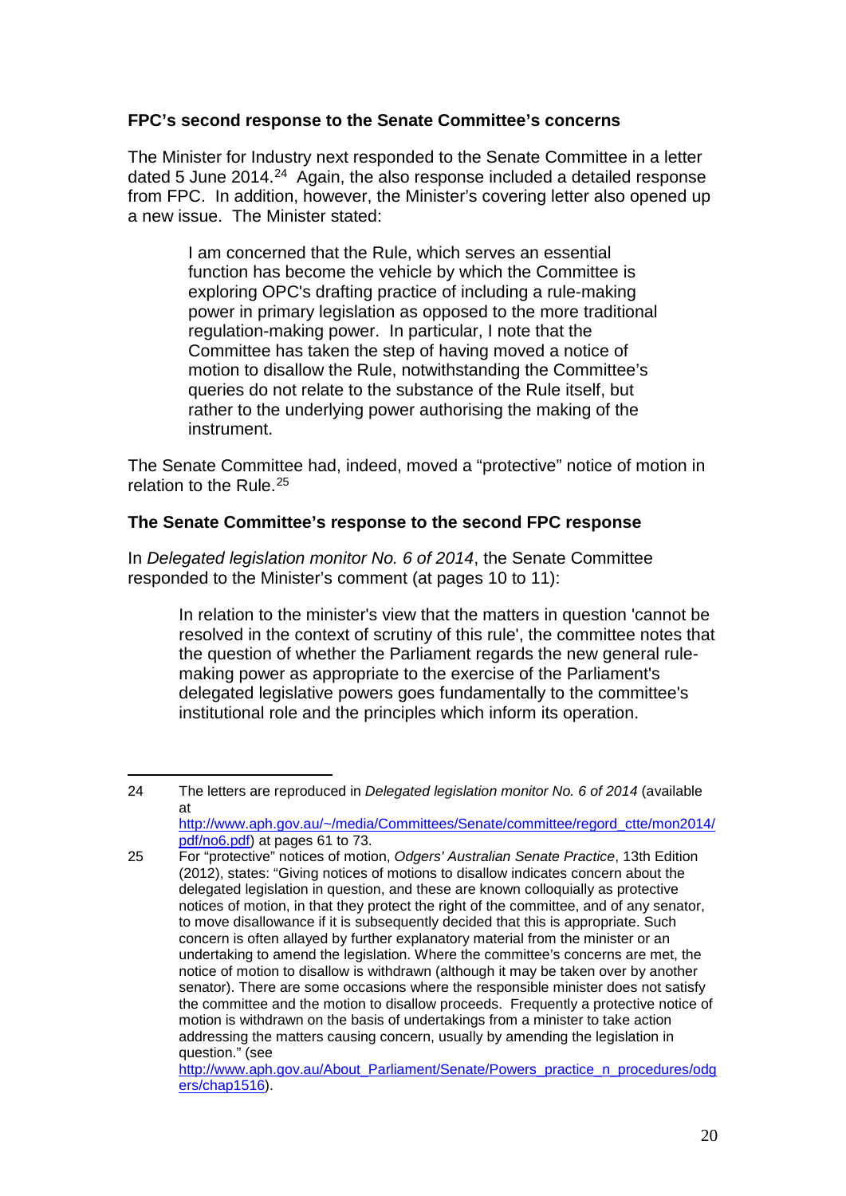### FPC's second response to the Senate Committee's concerns

The Minister for Industry next responded to the Senate Committee in a letter dated 5 June 2014.[24] Again, the also response included a detailed response from FPC. In addition, however, the Minister's covering letter also opened up a new issue. The Minister stated:

> I am concerned that the Rule, which serves an essential function has become the vehicle by which the Committee is exploring OPC's drafting practice of including a rule-making power in primary legislation as opposed to the more traditional regulation-making power. In particular, I note that the Committee has taken the step of having moved a notice of motion to disallow the Rule, notwithstanding the Committee's queries do not relate to the substance of the Rule itself, but rather to the underlying power authorising the making of the instrument.

The Senate Committee had, indeed, moved a "protective" notice of motion in relation to the Rule.[25]

### The Senate Committee's response to the second FPC response

In *Delegated legislation monitor No. 6 of 2014*, the Senate Committee responded to the Minister's comment (at pages 10 to 11):

> In relation to the minister's view that the matters in question 'cannot be resolved in the context of scrutiny of this rule', the committee notes that the question of whether the Parliament regards the new general rule-making power as appropriate to the exercise of the Parliament's delegated legislative powers goes fundamentally to the committee's institutional role and the principles which inform its operation.

---

24 The letters are reproduced in *Delegated legislation monitor No. 6 of 2014* (available at http://www.aph.gov.au/~/media/Committees/Senate/committee/regord_ctte/mon2014/pdf/no6.pdf) at pages 61 to 73.

25 For "protective" notices of motion, *Odgers' Australian Senate Practice*, 13th Edition (2012), states: "Giving notices of motions to disallow indicates concern about the delegated legislation in question, and these are known colloquially as protective notices of motion, in that they protect the right of the committee, and of any senator, to move disallowance if it is subsequently decided that this is appropriate. Such concern is often allayed by further explanatory material from the minister or an undertaking to amend the legislation. Where the committee's concerns are met, the notice of motion to disallow is withdrawn (although it may be taken over by another senator). There are some occasions where the responsible minister does not satisfy the committee and the motion to disallow proceeds. Frequently a protective notice of motion is withdrawn on the basis of undertakings from a minister to take action addressing the matters causing concern, usually by amending the legislation in question." (see http://www.aph.gov.au/About_Parliament/Senate/Powers_practice_n_procedures/odgers/chap1516).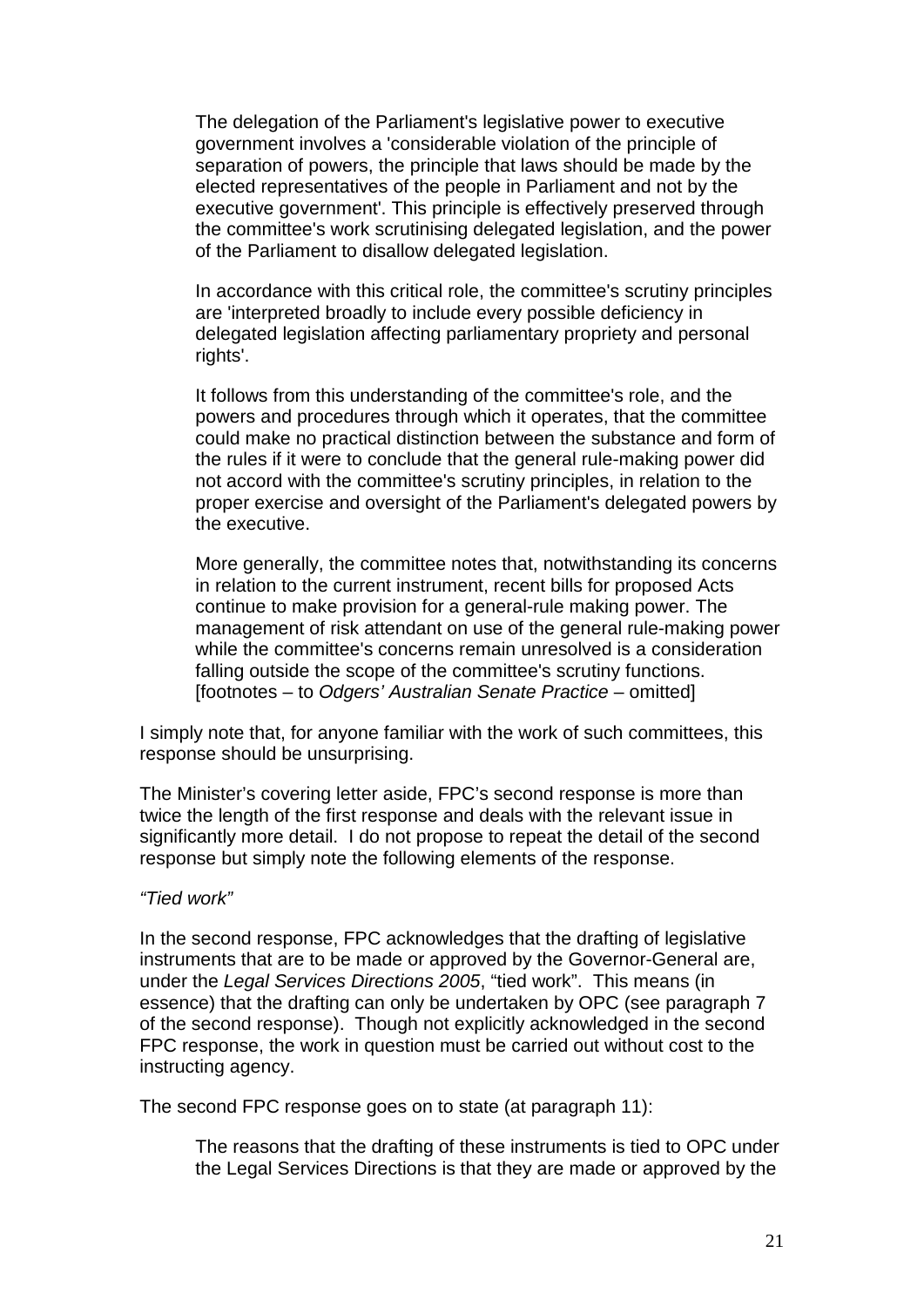> The delegation of the Parliament's legislative power to executive government involves a 'considerable violation of the principle of separation of powers, the principle that laws should be made by the elected representatives of the people in Parliament and not by the executive government'. This principle is effectively preserved through the committee's work scrutinising delegated legislation, and the power of the Parliament to disallow delegated legislation.
>
> In accordance with this critical role, the committee's scrutiny principles are 'interpreted broadly to include every possible deficiency in delegated legislation affecting parliamentary propriety and personal rights'.
>
> It follows from this understanding of the committee's role, and the powers and procedures through which it operates, that the committee could make no practical distinction between the substance and form of the rules if it were to conclude that the general rule-making power did not accord with the committee's scrutiny principles, in relation to the proper exercise and oversight of the Parliament's delegated powers by the executive.
>
> More generally, the committee notes that, notwithstanding its concerns in relation to the current instrument, recent bills for proposed Acts continue to make provision for a general-rule making power. The management of risk attendant on use of the general rule-making power while the committee's concerns remain unresolved is a consideration falling outside the scope of the committee's scrutiny functions. [footnotes – to *Odgers' Australian Senate Practice* – omitted]

I simply note that, for anyone familiar with the work of such committees, this response should be unsurprising.

The Minister's covering letter aside, FPC's second response is more than twice the length of the first response and deals with the relevant issue in significantly more detail. I do not propose to repeat the detail of the second response but simply note the following elements of the response.

*"Tied work"*

In the second response, FPC acknowledges that the drafting of legislative instruments that are to be made or approved by the Governor-General are, under the *Legal Services Directions 2005*, "tied work". This means (in essence) that the drafting can only be undertaken by OPC (see paragraph 7 of the second response). Though not explicitly acknowledged in the second FPC response, the work in question must be carried out without cost to the instructing agency.

The second FPC response goes on to state (at paragraph 11):

> The reasons that the drafting of these instruments is tied to OPC under the Legal Services Directions is that they are made or approved by the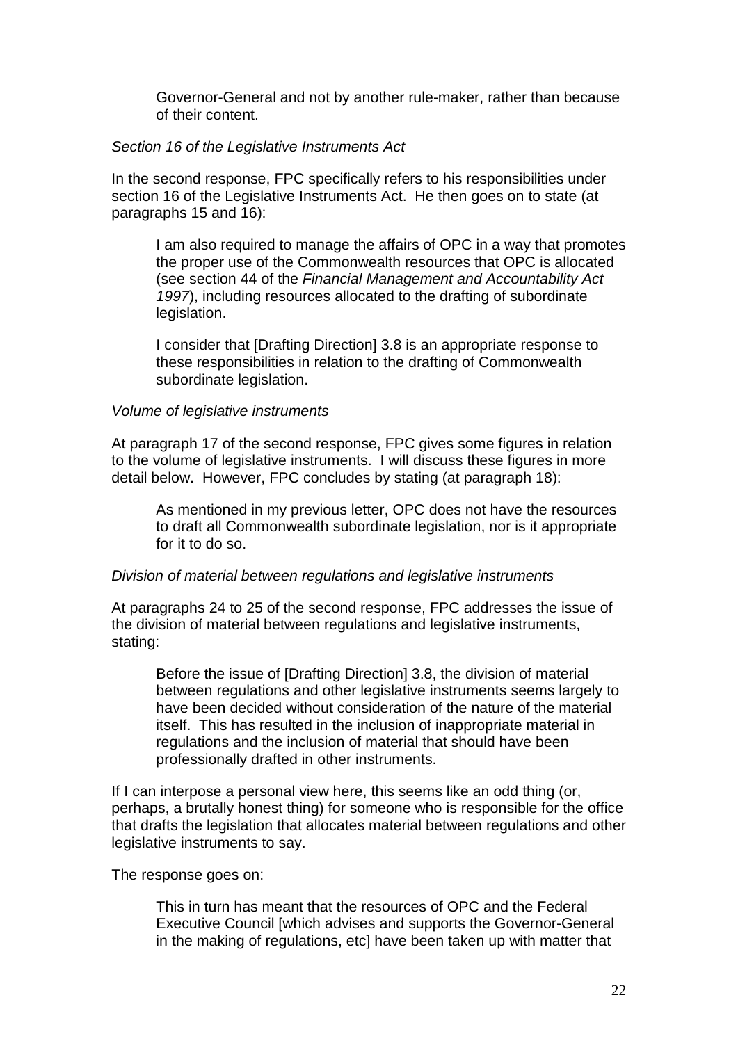> Governor-General and not by another rule-maker, rather than because of their content.

*Section 16 of the Legislative Instruments Act*

In the second response, FPC specifically refers to his responsibilities under section 16 of the Legislative Instruments Act. He then goes on to state (at paragraphs 15 and 16):

> I am also required to manage the affairs of OPC in a way that promotes the proper use of the Commonwealth resources that OPC is allocated (see section 44 of the *Financial Management and Accountability Act 1997*), including resources allocated to the drafting of subordinate legislation.
>
> I consider that [Drafting Direction] 3.8 is an appropriate response to these responsibilities in relation to the drafting of Commonwealth subordinate legislation.

*Volume of legislative instruments*

At paragraph 17 of the second response, FPC gives some figures in relation to the volume of legislative instruments. I will discuss these figures in more detail below. However, FPC concludes by stating (at paragraph 18):

> As mentioned in my previous letter, OPC does not have the resources to draft all Commonwealth subordinate legislation, nor is it appropriate for it to do so.

*Division of material between regulations and legislative instruments*

At paragraphs 24 to 25 of the second response, FPC addresses the issue of the division of material between regulations and legislative instruments, stating:

> Before the issue of [Drafting Direction] 3.8, the division of material between regulations and other legislative instruments seems largely to have been decided without consideration of the nature of the material itself. This has resulted in the inclusion of inappropriate material in regulations and the inclusion of material that should have been professionally drafted in other instruments.

If I can interpose a personal view here, this seems like an odd thing (or, perhaps, a brutally honest thing) for someone who is responsible for the office that drafts the legislation that allocates material between regulations and other legislative instruments to say.

The response goes on:

> This in turn has meant that the resources of OPC and the Federal Executive Council [which advises and supports the Governor-General in the making of regulations, etc] have been taken up with matter that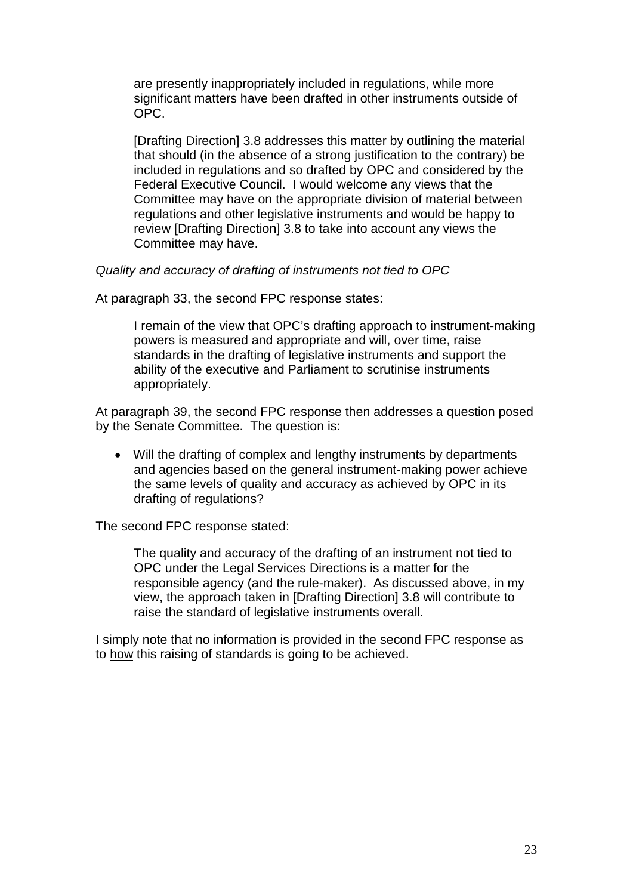> are presently inappropriately included in regulations, while more significant matters have been drafted in other instruments outside of OPC.
>
> [Drafting Direction] 3.8 addresses this matter by outlining the material that should (in the absence of a strong justification to the contrary) be included in regulations and so drafted by OPC and considered by the Federal Executive Council. I would welcome any views that the Committee may have on the appropriate division of material between regulations and other legislative instruments and would be happy to review [Drafting Direction] 3.8 to take into account any views the Committee may have.

*Quality and accuracy of drafting of instruments not tied to OPC*

At paragraph 33, the second FPC response states:

> I remain of the view that OPC's drafting approach to instrument-making powers is measured and appropriate and will, over time, raise standards in the drafting of legislative instruments and support the ability of the executive and Parliament to scrutinise instruments appropriately.

At paragraph 39, the second FPC response then addresses a question posed by the Senate Committee. The question is:

- Will the drafting of complex and lengthy instruments by departments and agencies based on the general instrument-making power achieve the same levels of quality and accuracy as achieved by OPC in its drafting of regulations?

The second FPC response stated:

> The quality and accuracy of the drafting of an instrument not tied to OPC under the Legal Services Directions is a matter for the responsible agency (and the rule-maker). As discussed above, in my view, the approach taken in [Drafting Direction] 3.8 will contribute to raise the standard of legislative instruments overall.

I simply note that no information is provided in the second FPC response as to <u>how</u> this raising of standards is going to be achieved.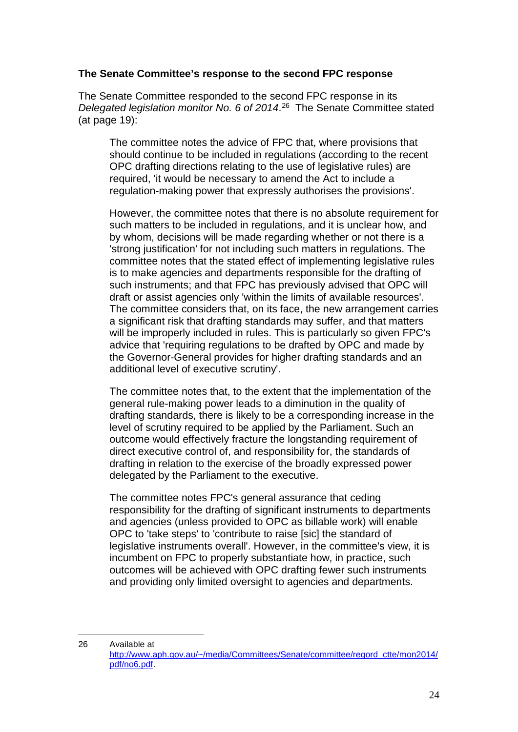**The Senate Committee's response to the second FPC response**

The Senate Committee responded to the second FPC response in its *Delegated legislation monitor No. 6 of 2014*.[26] The Senate Committee stated (at page 19):

> The committee notes the advice of FPC that, where provisions that should continue to be included in regulations (according to the recent OPC drafting directions relating to the use of legislative rules) are required, 'it would be necessary to amend the Act to include a regulation-making power that expressly authorises the provisions'.
>
> However, the committee notes that there is no absolute requirement for such matters to be included in regulations, and it is unclear how, and by whom, decisions will be made regarding whether or not there is a 'strong justification' for not including such matters in regulations. The committee notes that the stated effect of implementing legislative rules is to make agencies and departments responsible for the drafting of such instruments; and that FPC has previously advised that OPC will draft or assist agencies only 'within the limits of available resources'. The committee considers that, on its face, the new arrangement carries a significant risk that drafting standards may suffer, and that matters will be improperly included in rules. This is particularly so given FPC's advice that 'requiring regulations to be drafted by OPC and made by the Governor-General provides for higher drafting standards and an additional level of executive scrutiny'.
>
> The committee notes that, to the extent that the implementation of the general rule-making power leads to a diminution in the quality of drafting standards, there is likely to be a corresponding increase in the level of scrutiny required to be applied by the Parliament. Such an outcome would effectively fracture the longstanding requirement of direct executive control of, and responsibility for, the standards of drafting in relation to the exercise of the broadly expressed power delegated by the Parliament to the executive.
>
> The committee notes FPC's general assurance that ceding responsibility for the drafting of significant instruments to departments and agencies (unless provided to OPC as billable work) will enable OPC to 'take steps' to 'contribute to raise [sic] the standard of legislative instruments overall'. However, in the committee's view, it is incumbent on FPC to properly substantiate how, in practice, such outcomes will be achieved with OPC drafting fewer such instruments and providing only limited oversight to agencies and departments.

---

26 Available at http://www.aph.gov.au/~/media/Committees/Senate/committee/regord_ctte/mon2014/pdf/no6.pdf.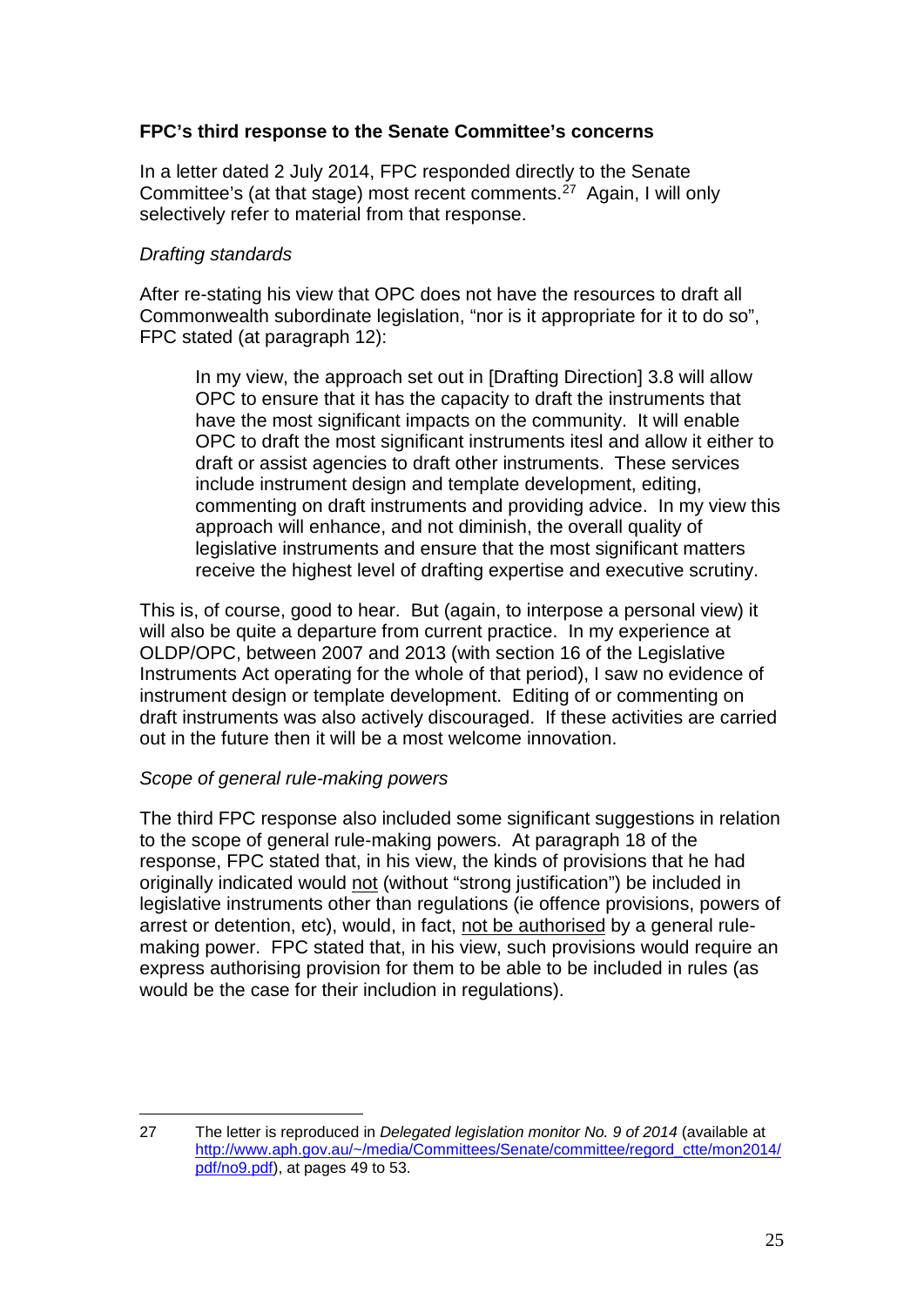**FPC's third response to the Senate Committee's concerns**

In a letter dated 2 July 2014, FPC responded directly to the Senate Committee's (at that stage) most recent comments.[27] Again, I will only selectively refer to material from that response.

*Drafting standards*

After re-stating his view that OPC does not have the resources to draft all Commonwealth subordinate legislation, "nor is it appropriate for it to do so", FPC stated (at paragraph 12):

> In my view, the approach set out in [Drafting Direction] 3.8 will allow OPC to ensure that it has the capacity to draft the instruments that have the most significant impacts on the community. It will enable OPC to draft the most significant instruments itesl and allow it either to draft or assist agencies to draft other instruments. These services include instrument design and template development, editing, commenting on draft instruments and providing advice. In my view this approach will enhance, and not diminish, the overall quality of legislative instruments and ensure that the most significant matters receive the highest level of drafting expertise and executive scrutiny.

This is, of course, good to hear. But (again, to interpose a personal view) it will also be quite a departure from current practice. In my experience at OLDP/OPC, between 2007 and 2013 (with section 16 of the Legislative Instruments Act operating for the whole of that period), I saw no evidence of instrument design or template development. Editing of or commenting on draft instruments was also actively discouraged. If these activities are carried out in the future then it will be a most welcome innovation.

*Scope of general rule-making powers*

The third FPC response also included some significant suggestions in relation to the scope of general rule-making powers. At paragraph 18 of the response, FPC stated that, in his view, the kinds of provisions that he had originally indicated would <u>not</u> (without "strong justification") be included in legislative instruments other than regulations (ie offence provisions, powers of arrest or detention, etc), would, in fact, <u>not be authorised</u> by a general rule-making power. FPC stated that, in his view, such provisions would require an express authorising provision for them to be able to be included in rules (as would be the case for their inclusion in regulations).

---

27 The letter is reproduced in *Delegated legislation monitor No. 9 of 2014* (available at http://www.aph.gov.au/~/media/Committees/Senate/committee/regord_ctte/mon2014/pdf/no9.pdf), at pages 49 to 53.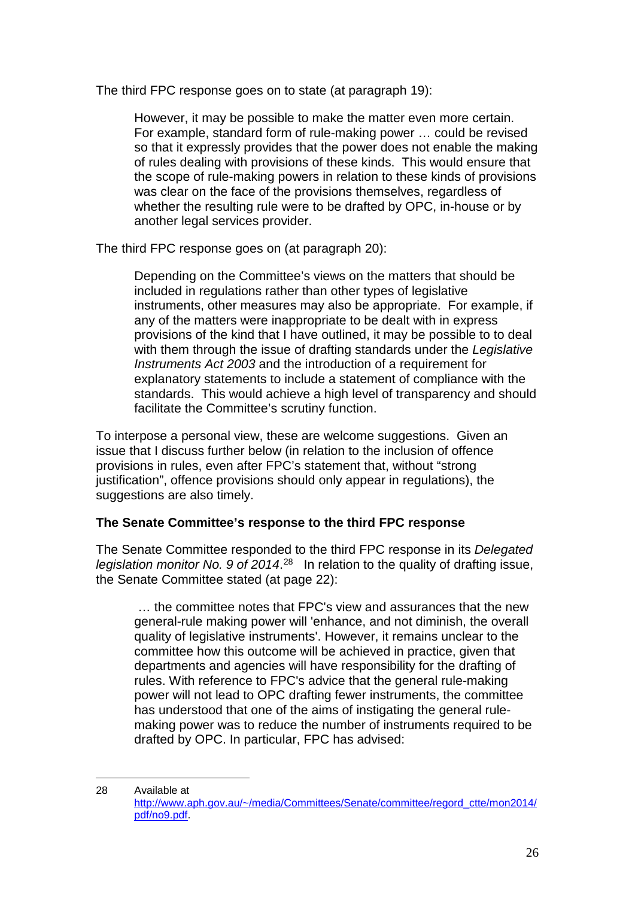The third FPC response goes on to state (at paragraph 19):

> However, it may be possible to make the matter even more certain. For example, standard form of rule-making power … could be revised so that it expressly provides that the power does not enable the making of rules dealing with provisions of these kinds. This would ensure that the scope of rule-making powers in relation to these kinds of provisions was clear on the face of the provisions themselves, regardless of whether the resulting rule were to be drafted by OPC, in-house or by another legal services provider.

The third FPC response goes on (at paragraph 20):

> Depending on the Committee's views on the matters that should be included in regulations rather than other types of legislative instruments, other measures may also be appropriate. For example, if any of the matters were inappropriate to be dealt with in express provisions of the kind that I have outlined, it may be possible to to deal with them through the issue of drafting standards under the *Legislative Instruments Act 2003* and the introduction of a requirement for explanatory statements to include a statement of compliance with the standards. This would achieve a high level of transparency and should facilitate the Committee's scrutiny function.

To interpose a personal view, these are welcome suggestions. Given an issue that I discuss further below (in relation to the inclusion of offence provisions in rules, even after FPC's statement that, without "strong justification", offence provisions should only appear in regulations), the suggestions are also timely.

**The Senate Committee's response to the third FPC response**

The Senate Committee responded to the third FPC response in its *Delegated legislation monitor No. 9 of 2014*.[28] In relation to the quality of drafting issue, the Senate Committee stated (at page 22):

> … the committee notes that FPC's view and assurances that the new general-rule making power will 'enhance, and not diminish, the overall quality of legislative instruments'. However, it remains unclear to the committee how this outcome will be achieved in practice, given that departments and agencies will have responsibility for the drafting of rules. With reference to FPC's advice that the general rule-making power will not lead to OPC drafting fewer instruments, the committee has understood that one of the aims of instigating the general rule-making power was to reduce the number of instruments required to be drafted by OPC. In particular, FPC has advised:

---

28 Available at http://www.aph.gov.au/~/media/Committees/Senate/committee/regord_ctte/mon2014/pdf/no9.pdf.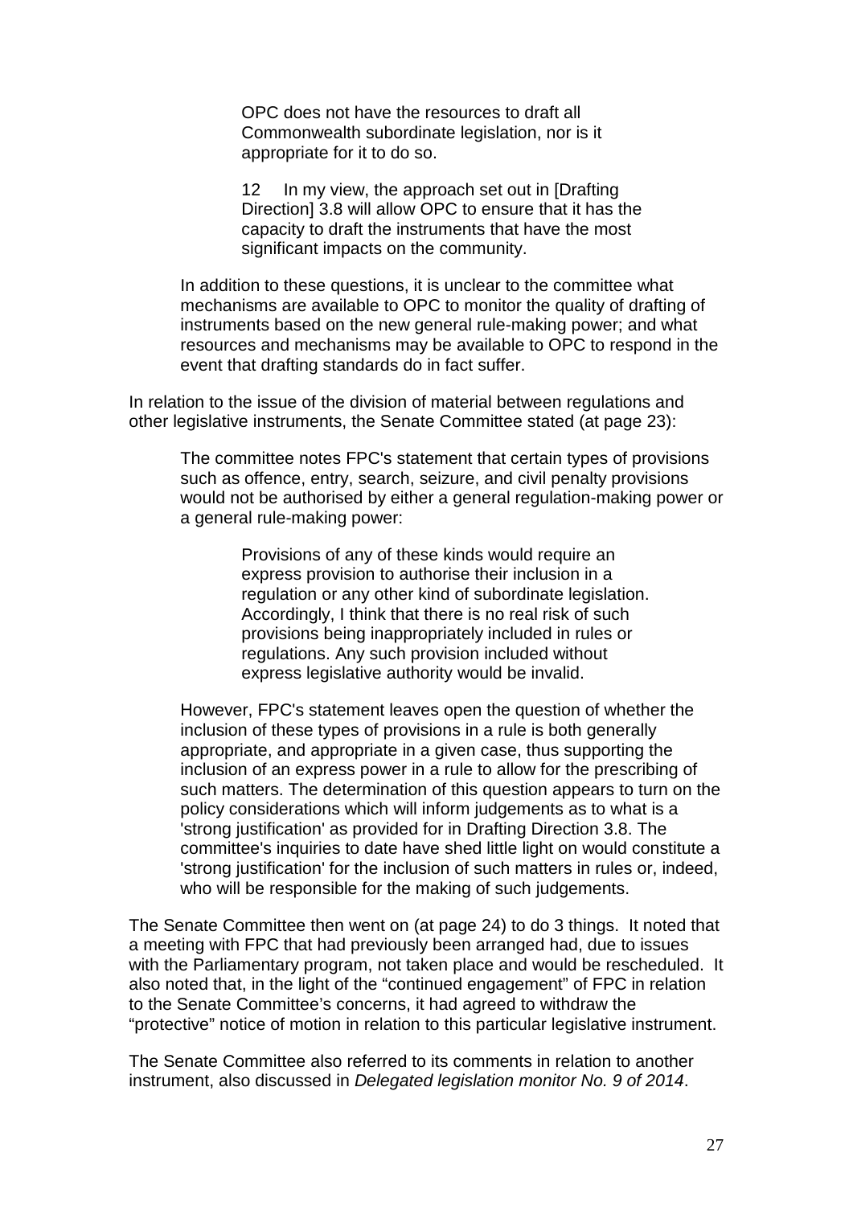> > OPC does not have the resources to draft all Commonwealth subordinate legislation, nor is it appropriate for it to do so.
> >
> > 12 In my view, the approach set out in [Drafting Direction] 3.8 will allow OPC to ensure that it has the capacity to draft the instruments that have the most significant impacts on the community.
>
> In addition to these questions, it is unclear to the committee what mechanisms are available to OPC to monitor the quality of drafting of instruments based on the new general rule-making power; and what resources and mechanisms may be available to OPC to respond in the event that drafting standards do in fact suffer.

In relation to the issue of the division of material between regulations and other legislative instruments, the Senate Committee stated (at page 23):

> The committee notes FPC's statement that certain types of provisions such as offence, entry, search, seizure, and civil penalty provisions would not be authorised by either a general regulation-making power or a general rule-making power:
>
> > Provisions of any of these kinds would require an express provision to authorise their inclusion in a regulation or any other kind of subordinate legislation. Accordingly, I think that there is no real risk of such provisions being inappropriately included in rules or regulations. Any such provision included without express legislative authority would be invalid.
>
> However, FPC's statement leaves open the question of whether the inclusion of these types of provisions in a rule is both generally appropriate, and appropriate in a given case, thus supporting the inclusion of an express power in a rule to allow for the prescribing of such matters. The determination of this question appears to turn on the policy considerations which will inform judgements as to what is a 'strong justification' as provided for in Drafting Direction 3.8. The committee's inquiries to date have shed little light on would constitute a 'strong justification' for the inclusion of such matters in rules or, indeed, who will be responsible for the making of such judgements.

The Senate Committee then went on (at page 24) to do 3 things. It noted that a meeting with FPC that had previously been arranged had, due to issues with the Parliamentary program, not taken place and would be rescheduled. It also noted that, in the light of the "continued engagement" of FPC in relation to the Senate Committee's concerns, it had agreed to withdraw the "protective" notice of motion in relation to this particular legislative instrument.

The Senate Committee also referred to its comments in relation to another instrument, also discussed in *Delegated legislation monitor No. 9 of 2014*.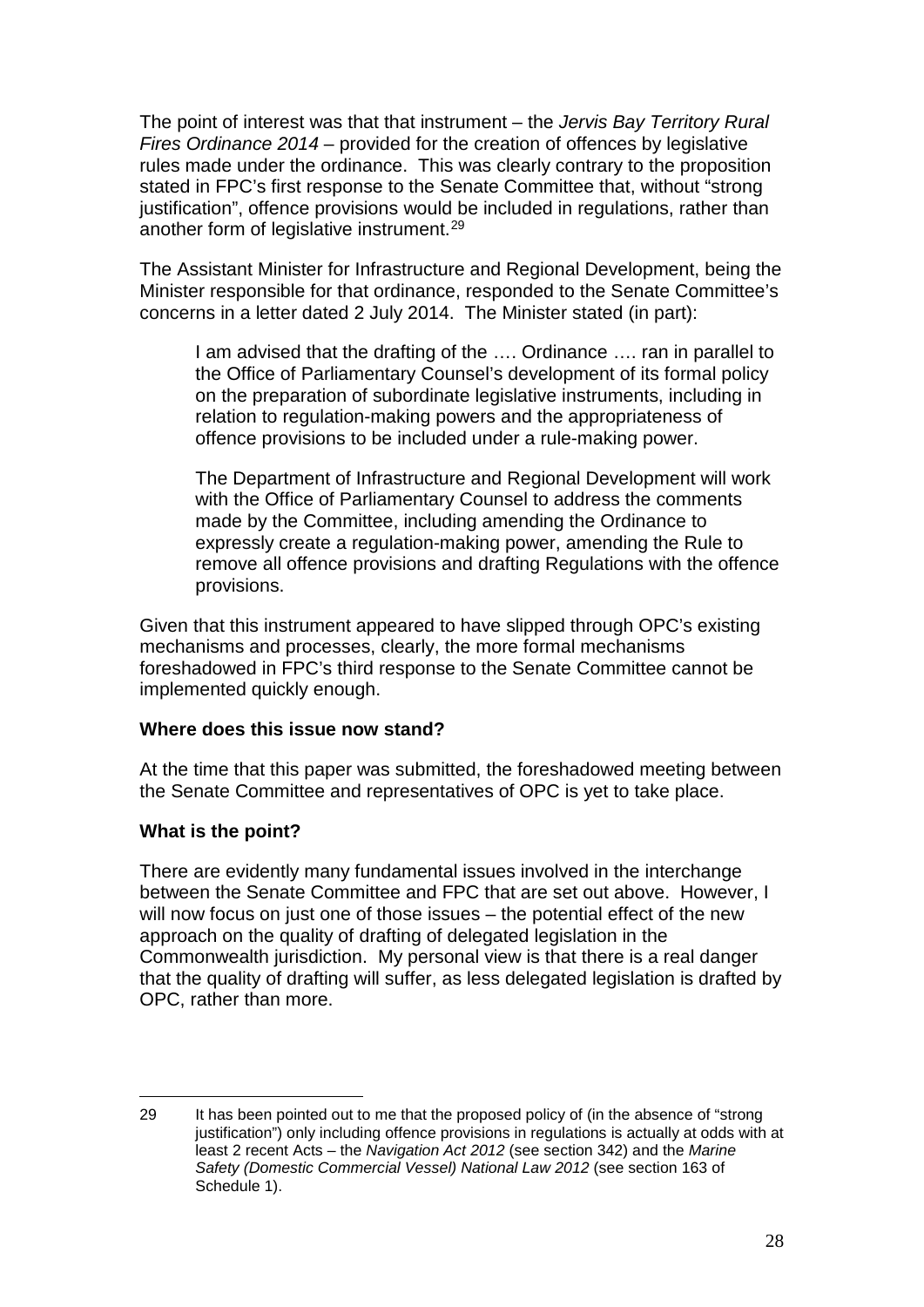The point of interest was that that instrument – the *Jervis Bay Territory Rural Fires Ordinance 2014* – provided for the creation of offences by legislative rules made under the ordinance. This was clearly contrary to the proposition stated in FPC's first response to the Senate Committee that, without "strong justification", offence provisions would be included in regulations, rather than another form of legislative instrument.[29]

The Assistant Minister for Infrastructure and Regional Development, being the Minister responsible for that ordinance, responded to the Senate Committee's concerns in a letter dated 2 July 2014. The Minister stated (in part):

> I am advised that the drafting of the …. Ordinance …. ran in parallel to the Office of Parliamentary Counsel's development of its formal policy on the preparation of subordinate legislative instruments, including in relation to regulation-making powers and the appropriateness of offence provisions to be included under a rule-making power.
>
> The Department of Infrastructure and Regional Development will work with the Office of Parliamentary Counsel to address the comments made by the Committee, including amending the Ordinance to expressly create a regulation-making power, amending the Rule to remove all offence provisions and drafting Regulations with the offence provisions.

Given that this instrument appeared to have slipped through OPC's existing mechanisms and processes, clearly, the more formal mechanisms foreshadowed in FPC's third response to the Senate Committee cannot be implemented quickly enough.

**Where does this issue now stand?**

At the time that this paper was submitted, the foreshadowed meeting between the Senate Committee and representatives of OPC is yet to take place.

**What is the point?**

There are evidently many fundamental issues involved in the interchange between the Senate Committee and FPC that are set out above. However, I will now focus on just one of those issues – the potential effect of the new approach on the quality of drafting of delegated legislation in the Commonwealth jurisdiction. My personal view is that there is a real danger that the quality of drafting will suffer, as less delegated legislation is drafted by OPC, rather than more.

---

29 It has been pointed out to me that the proposed policy of (in the absence of "strong justification") only including offence provisions in regulations is actually at odds with at least 2 recent Acts – the *Navigation Act 2012* (see section 342) and the *Marine Safety (Domestic Commercial Vessel) National Law 2012* (see section 163 of Schedule 1).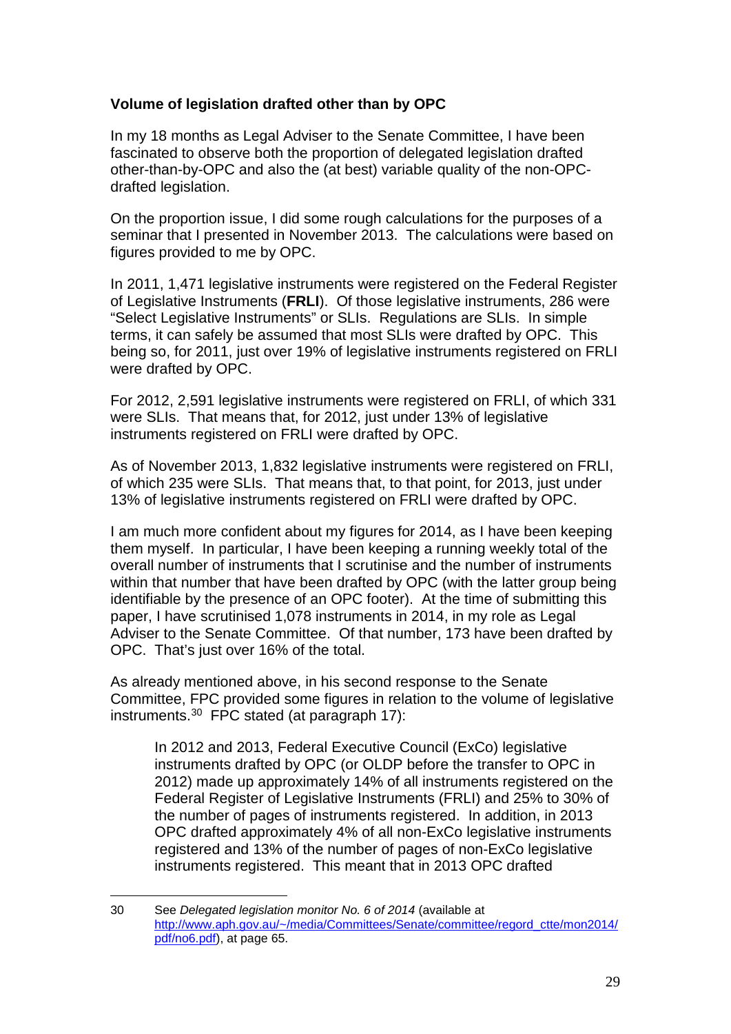**Volume of legislation drafted other than by OPC**

In my 18 months as Legal Adviser to the Senate Committee, I have been fascinated to observe both the proportion of delegated legislation drafted other-than-by-OPC and also the (at best) variable quality of the non-OPC-drafted legislation.

On the proportion issue, I did some rough calculations for the purposes of a seminar that I presented in November 2013. The calculations were based on figures provided to me by OPC.

In 2011, 1,471 legislative instruments were registered on the Federal Register of Legislative Instruments (**FRLI**). Of those legislative instruments, 286 were "Select Legislative Instruments" or SLIs. Regulations are SLIs. In simple terms, it can safely be assumed that most SLIs were drafted by OPC. This being so, for 2011, just over 19% of legislative instruments registered on FRLI were drafted by OPC.

For 2012, 2,591 legislative instruments were registered on FRLI, of which 331 were SLIs. That means that, for 2012, just under 13% of legislative instruments registered on FRLI were drafted by OPC.

As of November 2013, 1,832 legislative instruments were registered on FRLI, of which 235 were SLIs. That means that, to that point, for 2013, just under 13% of legislative instruments registered on FRLI were drafted by OPC.

I am much more confident about my figures for 2014, as I have been keeping them myself. In particular, I have been keeping a running weekly total of the overall number of instruments that I scrutinise and the number of instruments within that number that have been drafted by OPC (with the latter group being identifiable by the presence of an OPC footer). At the time of submitting this paper, I have scrutinised 1,078 instruments in 2014, in my role as Legal Adviser to the Senate Committee. Of that number, 173 have been drafted by OPC. That's just over 16% of the total.

As already mentioned above, in his second response to the Senate Committee, FPC provided some figures in relation to the volume of legislative instruments.[30] FPC stated (at paragraph 17):

> In 2012 and 2013, Federal Executive Council (ExCo) legislative instruments drafted by OPC (or OLDP before the transfer to OPC in 2012) made up approximately 14% of all instruments registered on the Federal Register of Legislative Instruments (FRLI) and 25% to 30% of the number of pages of instruments registered. In addition, in 2013 OPC drafted approximately 4% of all non-ExCo legislative instruments registered and 13% of the number of pages of non-ExCo legislative instruments registered. This meant that in 2013 OPC drafted

---

30 See *Delegated legislation monitor No. 6 of 2014* (available at http://www.aph.gov.au/~/media/Committees/Senate/committee/regord_ctte/mon2014/pdf/no6.pdf), at page 65.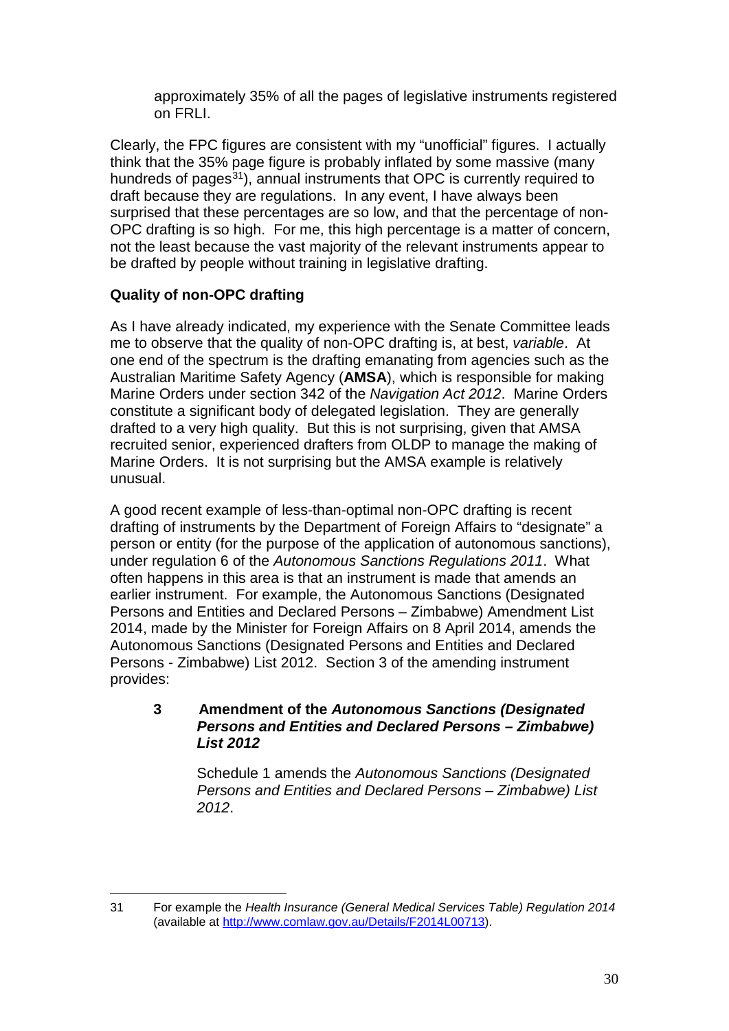approximately 35% of all the pages of legislative instruments registered on FRLI.

Clearly, the FPC figures are consistent with my "unofficial" figures. I actually think that the 35% page figure is probably inflated by some massive (many hundreds of pages[31]), annual instruments that OPC is currently required to draft because they are regulations. In any event, I have always been surprised that these percentages are so low, and that the percentage of non-OPC drafting is so high. For me, this high percentage is a matter of concern, not the least because the vast majority of the relevant instruments appear to be drafted by people without training in legislative drafting.

**Quality of non-OPC drafting**

As I have already indicated, my experience with the Senate Committee leads me to observe that the quality of non-OPC drafting is, at best, *variable*. At one end of the spectrum is the drafting emanating from agencies such as the Australian Maritime Safety Agency (**AMSA**), which is responsible for making Marine Orders under section 342 of the *Navigation Act 2012*. Marine Orders constitute a significant body of delegated legislation. They are generally drafted to a very high quality. But this is not surprising, given that AMSA recruited senior, experienced drafters from OLDP to manage the making of Marine Orders. It is not surprising but the AMSA example is relatively unusual.

A good recent example of less-than-optimal non-OPC drafting is recent drafting of instruments by the Department of Foreign Affairs to "designate" a person or entity (for the purpose of the application of autonomous sanctions), under regulation 6 of the *Autonomous Sanctions Regulations 2011*. What often happens in this area is that an instrument is made that amends an earlier instrument. For example, the Autonomous Sanctions (Designated Persons and Entities and Declared Persons – Zimbabwe) Amendment List 2014, made by the Minister for Foreign Affairs on 8 April 2014, amends the Autonomous Sanctions (Designated Persons and Entities and Declared Persons - Zimbabwe) List 2012. Section 3 of the amending instrument provides:

> **3 Amendment of the *Autonomous Sanctions (Designated Persons and Entities and Declared Persons – Zimbabwe) List 2012***
>
> Schedule 1 amends the *Autonomous Sanctions (Designated Persons and Entities and Declared Persons – Zimbabwe) List 2012*.

---

31 For example the *Health Insurance (General Medical Services Table) Regulation 2014* (available at http://www.comlaw.gov.au/Details/F2014L00713).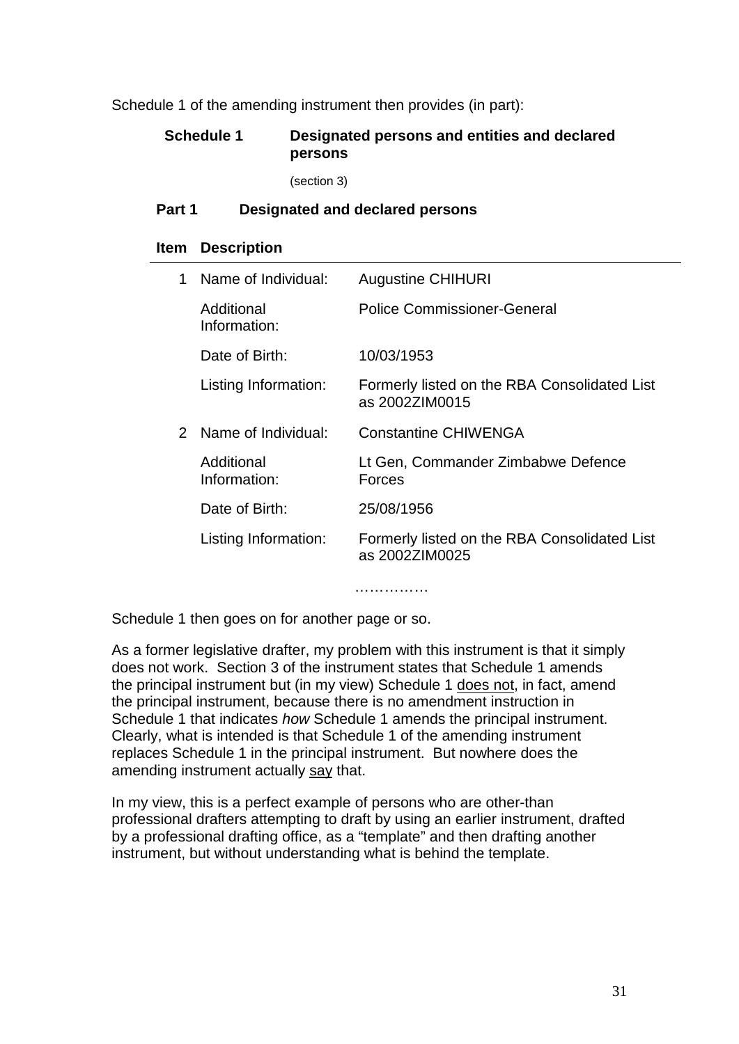Schedule 1 of the amending instrument then provides (in part):

**Schedule 1 Designated persons and entities and declared persons**

(section 3)

**Part 1 Designated and declared persons**

| Item | Description | |
|---|---|---|
| 1 | Name of Individual: | Augustine CHIHURI |
| | Additional Information: | Police Commissioner-General |
| | Date of Birth: | 10/03/1953 |
| | Listing Information: | Formerly listed on the RBA Consolidated List as 2002ZIM0015 |
| 2 | Name of Individual: | Constantine CHIWENGA |
| | Additional Information: | Lt Gen, Commander Zimbabwe Defence Forces |
| | Date of Birth: | 25/08/1956 |
| | Listing Information: | Formerly listed on the RBA Consolidated List as 2002ZIM0025 |

……………

Schedule 1 then goes on for another page or so.

As a former legislative drafter, my problem with this instrument is that it simply does not work. Section 3 of the instrument states that Schedule 1 amends the principal instrument but (in my view) Schedule 1 does not, in fact, amend the principal instrument, because there is no amendment instruction in Schedule 1 that indicates *how* Schedule 1 amends the principal instrument. Clearly, what is intended is that Schedule 1 of the amending instrument replaces Schedule 1 in the principal instrument. But nowhere does the amending instrument actually say that.

In my view, this is a perfect example of persons who are other-than professional drafters attempting to draft by using an earlier instrument, drafted by a professional drafting office, as a "template" and then drafting another instrument, but without understanding what is behind the template.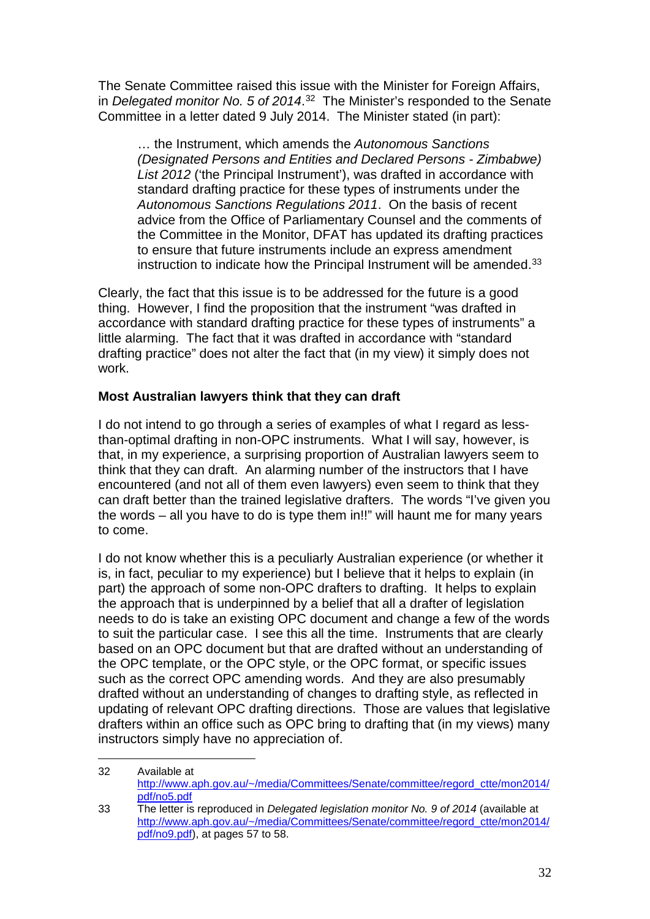The Senate Committee raised this issue with the Minister for Foreign Affairs, in *Delegated monitor No. 5 of 2014*.[32] The Minister's responded to the Senate Committee in a letter dated 9 July 2014. The Minister stated (in part):

> … the Instrument, which amends the *Autonomous Sanctions (Designated Persons and Entities and Declared Persons - Zimbabwe) List 2012* ('the Principal Instrument'), was drafted in accordance with standard drafting practice for these types of instruments under the *Autonomous Sanctions Regulations 2011*. On the basis of recent advice from the Office of Parliamentary Counsel and the comments of the Committee in the Monitor, DFAT has updated its drafting practices to ensure that future instruments include an express amendment instruction to indicate how the Principal Instrument will be amended.[33]

Clearly, the fact that this issue is to be addressed for the future is a good thing. However, I find the proposition that the instrument "was drafted in accordance with standard drafting practice for these types of instruments" a little alarming. The fact that it was drafted in accordance with "standard drafting practice" does not alter the fact that (in my view) it simply does not work.

**Most Australian lawyers think that they can draft**

I do not intend to go through a series of examples of what I regard as less-than-optimal drafting in non-OPC instruments. What I will say, however, is that, in my experience, a surprising proportion of Australian lawyers seem to think that they can draft. An alarming number of the instructors that I have encountered (and not all of them even lawyers) even seem to think that they can draft better than the trained legislative drafters. The words "I've given you the words – all you have to do is type them in!!" will haunt me for many years to come.

I do not know whether this is a peculiarly Australian experience (or whether it is, in fact, peculiar to my experience) but I believe that it helps to explain (in part) the approach of some non-OPC drafters to drafting. It helps to explain the approach that is underpinned by a belief that all a drafter of legislation needs to do is take an existing OPC document and change a few of the words to suit the particular case. I see this all the time. Instruments that are clearly based on an OPC document but that are drafted without an understanding of the OPC template, or the OPC style, or the OPC format, or specific issues such as the correct OPC amending words. And they are also presumably drafted without an understanding of changes to drafting style, as reflected in updating of relevant OPC drafting directions. Those are values that legislative drafters within an office such as OPC bring to drafting that (in my views) many instructors simply have no appreciation of.

---

32 Available at http://www.aph.gov.au/~/media/Committees/Senate/committee/regord_ctte/mon2014/pdf/no5.pdf

33 The letter is reproduced in *Delegated legislation monitor No. 9 of 2014* (available at http://www.aph.gov.au/~/media/Committees/Senate/committee/regord_ctte/mon2014/pdf/no9.pdf), at pages 57 to 58.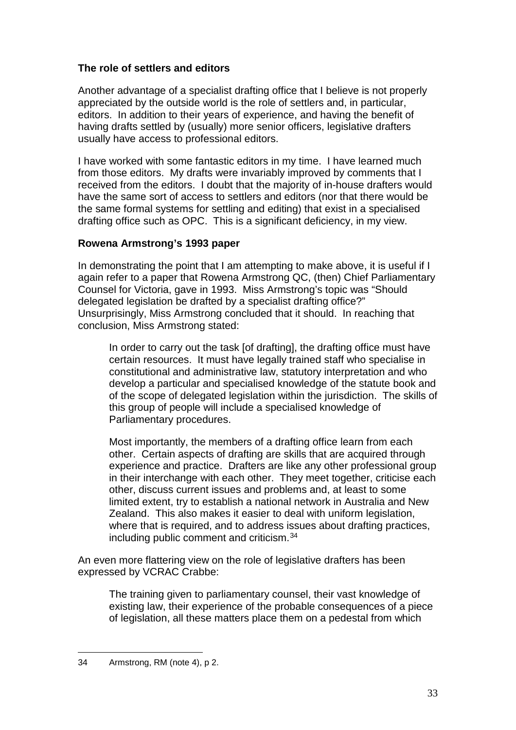**The role of settlers and editors**

Another advantage of a specialist drafting office that I believe is not properly appreciated by the outside world is the role of settlers and, in particular, editors. In addition to their years of experience, and having the benefit of having drafts settled by (usually) more senior officers, legislative drafters usually have access to professional editors.

I have worked with some fantastic editors in my time. I have learned much from those editors. My drafts were invariably improved by comments that I received from the editors. I doubt that the majority of in-house drafters would have the same sort of access to settlers and editors (nor that there would be the same formal systems for settling and editing) that exist in a specialised drafting office such as OPC. This is a significant deficiency, in my view.

**Rowena Armstrong's 1993 paper**

In demonstrating the point that I am attempting to make above, it is useful if I again refer to a paper that Rowena Armstrong QC, (then) Chief Parliamentary Counsel for Victoria, gave in 1993. Miss Armstrong's topic was "Should delegated legislation be drafted by a specialist drafting office?" Unsurprisingly, Miss Armstrong concluded that it should. In reaching that conclusion, Miss Armstrong stated:

> In order to carry out the task [of drafting], the drafting office must have certain resources. It must have legally trained staff who specialise in constitutional and administrative law, statutory interpretation and who develop a particular and specialised knowledge of the statute book and of the scope of delegated legislation within the jurisdiction. The skills of this group of people will include a specialised knowledge of Parliamentary procedures.
>
> Most importantly, the members of a drafting office learn from each other. Certain aspects of drafting are skills that are acquired through experience and practice. Drafters are like any other professional group in their interchange with each other. They meet together, criticise each other, discuss current issues and problems and, at least to some limited extent, try to establish a national network in Australia and New Zealand. This also makes it easier to deal with uniform legislation, where that is required, and to address issues about drafting practices, including public comment and criticism.[34]

An even more flattering view on the role of legislative drafters has been expressed by VCRAC Crabbe:

> The training given to parliamentary counsel, their vast knowledge of existing law, their experience of the probable consequences of a piece of legislation, all these matters place them on a pedestal from which

---

34 Armstrong, RM (note 4), p 2.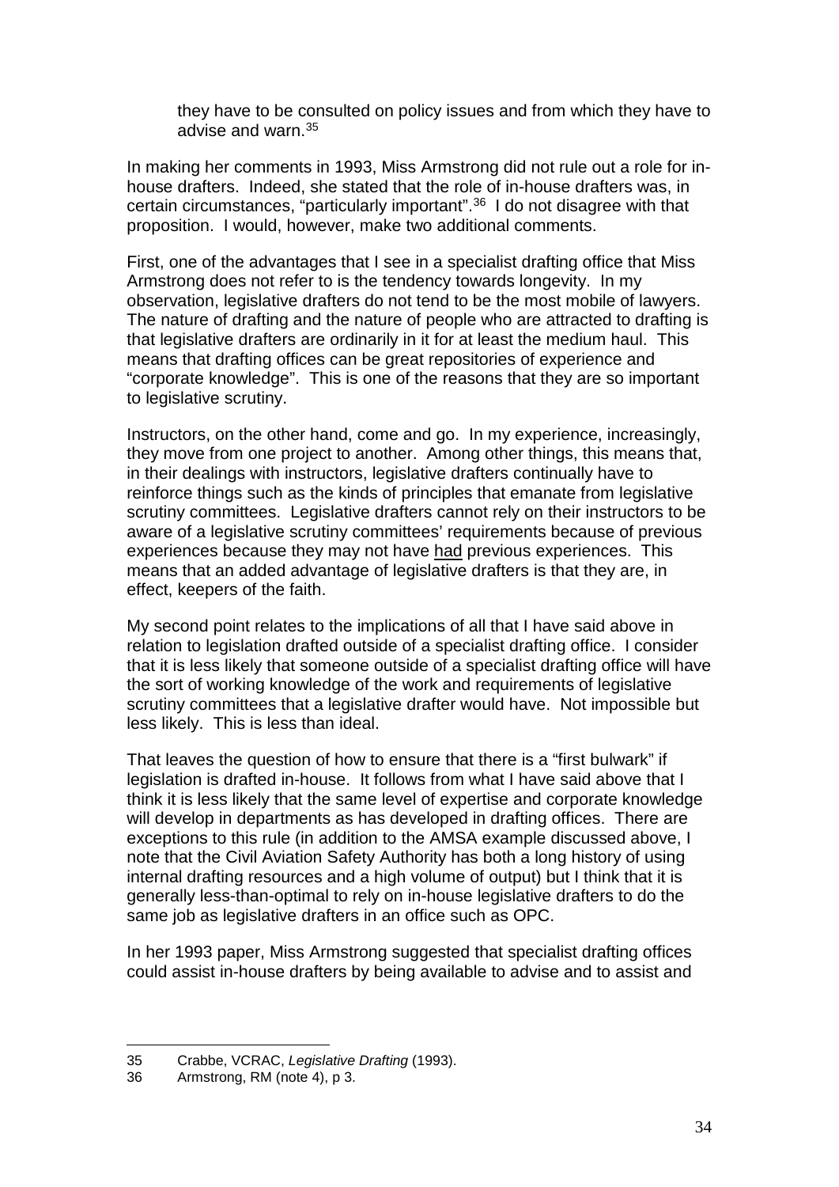> they have to be consulted on policy issues and from which they have to advise and warn.[35]

In making her comments in 1993, Miss Armstrong did not rule out a role for in-house drafters. Indeed, she stated that the role of in-house drafters was, in certain circumstances, "particularly important".[36] I do not disagree with that proposition. I would, however, make two additional comments.

First, one of the advantages that I see in a specialist drafting office that Miss Armstrong does not refer to is the tendency towards longevity. In my observation, legislative drafters do not tend to be the most mobile of lawyers. The nature of drafting and the nature of people who are attracted to drafting is that legislative drafters are ordinarily in it for at least the medium haul. This means that drafting offices can be great repositories of experience and "corporate knowledge". This is one of the reasons that they are so important to legislative scrutiny.

Instructors, on the other hand, come and go. In my experience, increasingly, they move from one project to another. Among other things, this means that, in their dealings with instructors, legislative drafters continually have to reinforce things such as the kinds of principles that emanate from legislative scrutiny committees. Legislative drafters cannot rely on their instructors to be aware of a legislative scrutiny committees' requirements because of previous experiences because they may not have <u>had</u> previous experiences. This means that an added advantage of legislative drafters is that they are, in effect, keepers of the faith.

My second point relates to the implications of all that I have said above in relation to legislation drafted outside of a specialist drafting office. I consider that it is less likely that someone outside of a specialist drafting office will have the sort of working knowledge of the work and requirements of legislative scrutiny committees that a legislative drafter would have. Not impossible but less likely. This is less than ideal.

That leaves the question of how to ensure that there is a "first bulwark" if legislation is drafted in-house. It follows from what I have said above that I think it is less likely that the same level of expertise and corporate knowledge will develop in departments as has developed in drafting offices. There are exceptions to this rule (in addition to the AMSA example discussed above, I note that the Civil Aviation Safety Authority has both a long history of using internal drafting resources and a high volume of output) but I think that it is generally less-than-optimal to rely on in-house legislative drafters to do the same job as legislative drafters in an office such as OPC.

In her 1993 paper, Miss Armstrong suggested that specialist drafting offices could assist in-house drafters by being available to advise and to assist and

---

35 Crabbe, VCRAC, *Legislative Drafting* (1993).

36 Armstrong, RM (note 4), p 3.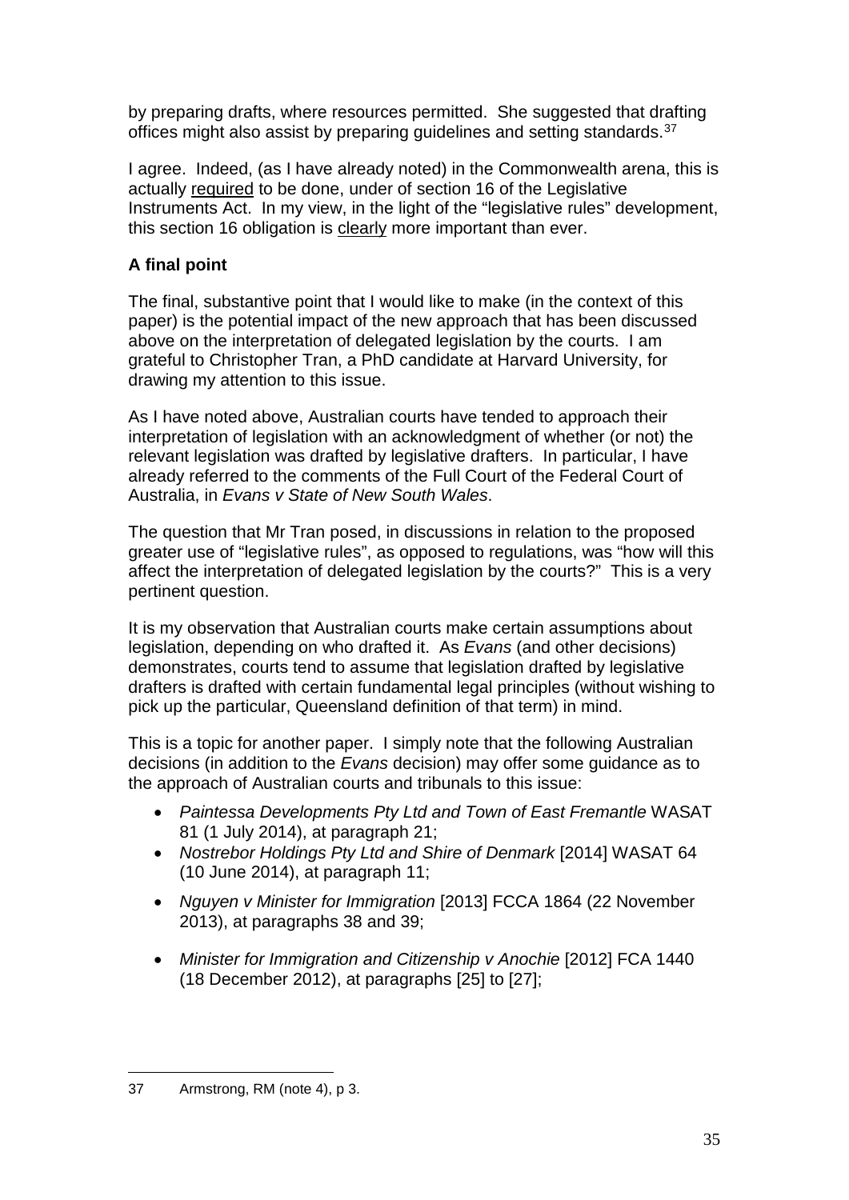by preparing drafts, where resources permitted. She suggested that drafting offices might also assist by preparing guidelines and setting standards.[37]

I agree. Indeed, (as I have already noted) in the Commonwealth arena, this is actually <u>required</u> to be done, under of section 16 of the Legislative Instruments Act. In my view, in the light of the "legislative rules" development, this section 16 obligation is <u>clearly</u> more important than ever.

**A final point**

The final, substantive point that I would like to make (in the context of this paper) is the potential impact of the new approach that has been discussed above on the interpretation of delegated legislation by the courts. I am grateful to Christopher Tran, a PhD candidate at Harvard University, for drawing my attention to this issue.

As I have noted above, Australian courts have tended to approach their interpretation of legislation with an acknowledgment of whether (or not) the relevant legislation was drafted by legislative drafters. In particular, I have already referred to the comments of the Full Court of the Federal Court of Australia, in *Evans v State of New South Wales*.

The question that Mr Tran posed, in discussions in relation to the proposed greater use of "legislative rules", as opposed to regulations, was "how will this affect the interpretation of delegated legislation by the courts?" This is a very pertinent question.

It is my observation that Australian courts make certain assumptions about legislation, depending on who drafted it. As *Evans* (and other decisions) demonstrates, courts tend to assume that legislation drafted by legislative drafters is drafted with certain fundamental legal principles (without wishing to pick up the particular, Queensland definition of that term) in mind.

This is a topic for another paper. I simply note that the following Australian decisions (in addition to the *Evans* decision) may offer some guidance as to the approach of Australian courts and tribunals to this issue:

- *Paintessa Developments Pty Ltd and Town of East Fremantle* WASAT 81 (1 July 2014), at paragraph 21;
- *Nostrebor Holdings Pty Ltd and Shire of Denmark* [2014] WASAT 64 (10 June 2014), at paragraph 11;
- *Nguyen v Minister for Immigration* [2013] FCCA 1864 (22 November 2013), at paragraphs 38 and 39;
- *Minister for Immigration and Citizenship v Anochie* [2012] FCA 1440 (18 December 2012), at paragraphs [25] to [27];

---

37 Armstrong, RM (note 4), p 3.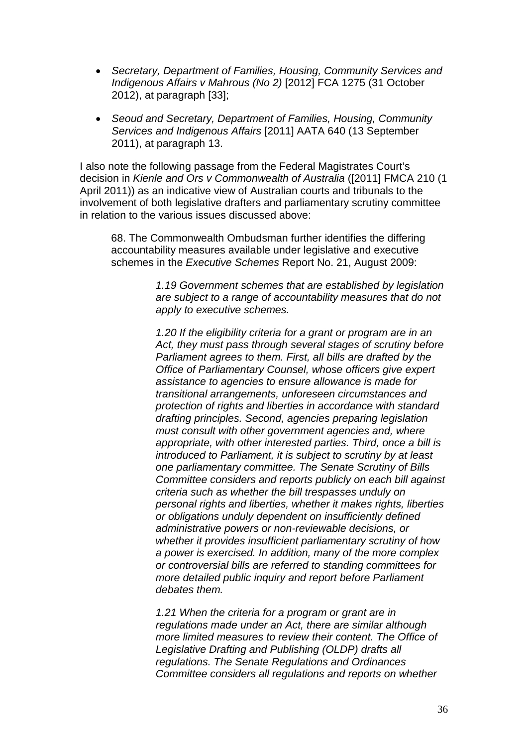- *Secretary, Department of Families, Housing, Community Services and Indigenous Affairs v Mahrous (No 2)* [2012] FCA 1275 (31 October 2012), at paragraph [33];
- *Seoud and Secretary, Department of Families, Housing, Community Services and Indigenous Affairs* [2011] AATA 640 (13 September 2011), at paragraph 13.

I also note the following passage from the Federal Magistrates Court's decision in *Kienle and Ors v Commonwealth of Australia* ([2011] FMCA 210 (1 April 2011)) as an indicative view of Australian courts and tribunals to the involvement of both legislative drafters and parliamentary scrutiny committee in relation to the various issues discussed above:

> 68. The Commonwealth Ombudsman further identifies the differing accountability measures available under legislative and executive schemes in the *Executive Schemes* Report No. 21, August 2009:
>
> > *1.19 Government schemes that are established by legislation are subject to a range of accountability measures that do not apply to executive schemes.*
> >
> > *1.20 If the eligibility criteria for a grant or program are in an Act, they must pass through several stages of scrutiny before Parliament agrees to them. First, all bills are drafted by the Office of Parliamentary Counsel, whose officers give expert assistance to agencies to ensure allowance is made for transitional arrangements, unforeseen circumstances and protection of rights and liberties in accordance with standard drafting principles. Second, agencies preparing legislation must consult with other government agencies and, where appropriate, with other interested parties. Third, once a bill is introduced to Parliament, it is subject to scrutiny by at least one parliamentary committee. The Senate Scrutiny of Bills Committee considers and reports publicly on each bill against criteria such as whether the bill trespasses unduly on personal rights and liberties, whether it makes rights, liberties or obligations unduly dependent on insufficiently defined administrative powers or non-reviewable decisions, or whether it provides insufficient parliamentary scrutiny of how a power is exercised. In addition, many of the more complex or controversial bills are referred to standing committees for more detailed public inquiry and report before Parliament debates them.*
> >
> > *1.21 When the criteria for a program or grant are in regulations made under an Act, there are similar although more limited measures to review their content. The Office of Legislative Drafting and Publishing (OLDP) drafts all regulations. The Senate Regulations and Ordinances Committee considers all regulations and reports on whether*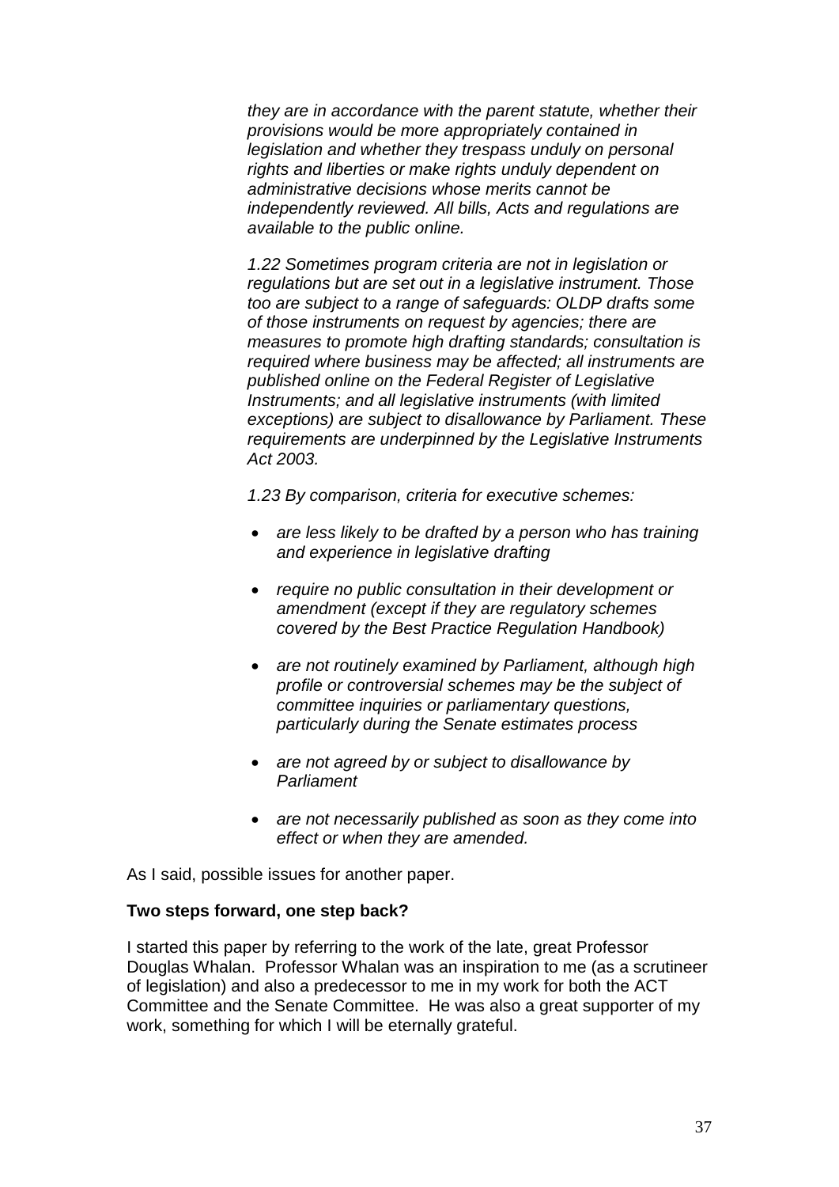> *they are in accordance with the parent statute, whether their provisions would be more appropriately contained in legislation and whether they trespass unduly on personal rights and liberties or make rights unduly dependent on administrative decisions whose merits cannot be independently reviewed. All bills, Acts and regulations are available to the public online.*
>
> *1.22 Sometimes program criteria are not in legislation or regulations but are set out in a legislative instrument. Those too are subject to a range of safeguards: OLDP drafts some of those instruments on request by agencies; there are measures to promote high drafting standards; consultation is required where business may be affected; all instruments are published online on the Federal Register of Legislative Instruments; and all legislative instruments (with limited exceptions) are subject to disallowance by Parliament. These requirements are underpinned by the Legislative Instruments Act 2003.*
>
> *1.23 By comparison, criteria for executive schemes:*
>
> - *are less likely to be drafted by a person who has training and experience in legislative drafting*
> - *require no public consultation in their development or amendment (except if they are regulatory schemes covered by the Best Practice Regulation Handbook)*
> - *are not routinely examined by Parliament, although high profile or controversial schemes may be the subject of committee inquiries or parliamentary questions, particularly during the Senate estimates process*
> - *are not agreed by or subject to disallowance by Parliament*
> - *are not necessarily published as soon as they come into effect or when they are amended.*

As I said, possible issues for another paper.

**Two steps forward, one step back?**

I started this paper by referring to the work of the late, great Professor Douglas Whalan. Professor Whalan was an inspiration to me (as a scrutineer of legislation) and also a predecessor to me in my work for both the ACT Committee and the Senate Committee. He was also a great supporter of my work, something for which I will be eternally grateful.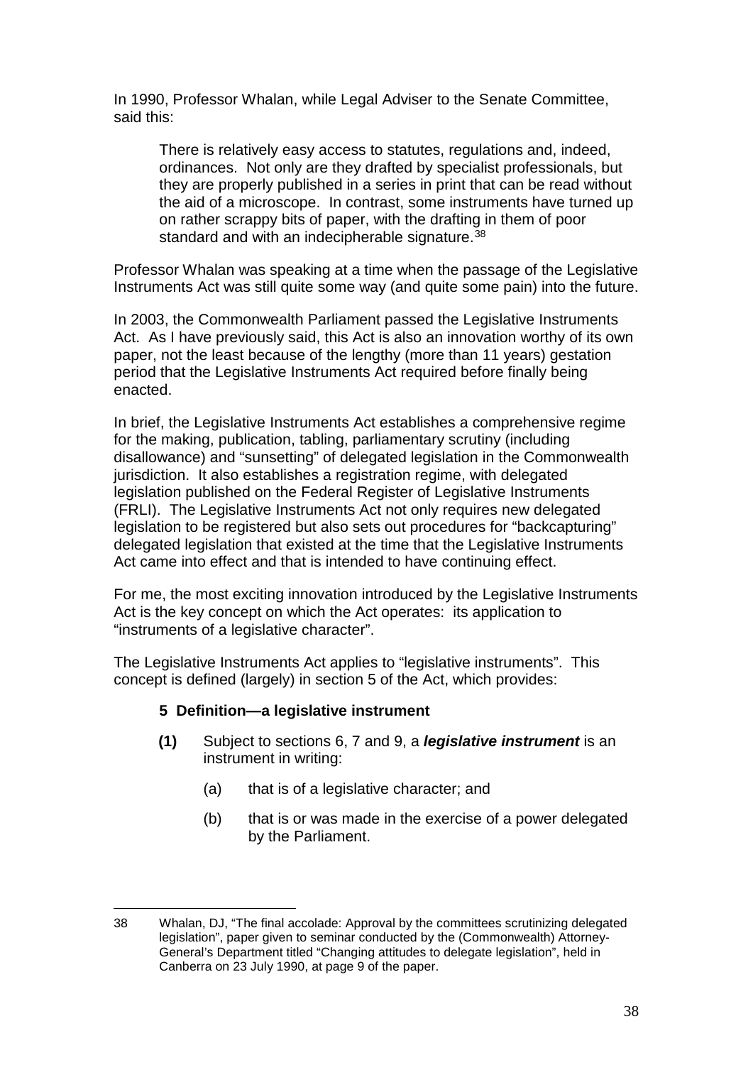In 1990, Professor Whalan, while Legal Adviser to the Senate Committee, said this:

> There is relatively easy access to statutes, regulations and, indeed, ordinances. Not only are they drafted by specialist professionals, but they are properly published in a series in print that can be read without the aid of a microscope. In contrast, some instruments have turned up on rather scrappy bits of paper, with the drafting in them of poor standard and with an indecipherable signature.[38]

Professor Whalan was speaking at a time when the passage of the Legislative Instruments Act was still quite some way (and quite some pain) into the future.

In 2003, the Commonwealth Parliament passed the Legislative Instruments Act. As I have previously said, this Act is also an innovation worthy of its own paper, not the least because of the lengthy (more than 11 years) gestation period that the Legislative Instruments Act required before finally being enacted.

In brief, the Legislative Instruments Act establishes a comprehensive regime for the making, publication, tabling, parliamentary scrutiny (including disallowance) and "sunsetting" of delegated legislation in the Commonwealth jurisdiction. It also establishes a registration regime, with delegated legislation published on the Federal Register of Legislative Instruments (FRLI). The Legislative Instruments Act not only requires new delegated legislation to be registered but also sets out procedures for "backcapturing" delegated legislation that existed at the time that the Legislative Instruments Act came into effect and that is intended to have continuing effect.

For me, the most exciting innovation introduced by the Legislative Instruments Act is the key concept on which the Act operates: its application to "instruments of a legislative character".

The Legislative Instruments Act applies to "legislative instruments". This concept is defined (largely) in section 5 of the Act, which provides:

> **5 Definition—a legislative instrument**
>
> **(1)** Subject to sections 6, 7 and 9, a ***legislative instrument*** is an instrument in writing:
>
> (a) that is of a legislative character; and
>
> (b) that is or was made in the exercise of a power delegated by the Parliament.

---

38 Whalan, DJ, "The final accolade: Approval by the committees scrutinizing delegated legislation", paper given to seminar conducted by the (Commonwealth) Attorney-General's Department titled "Changing attitudes to delegate legislation", held in Canberra on 23 July 1990, at page 9 of the paper.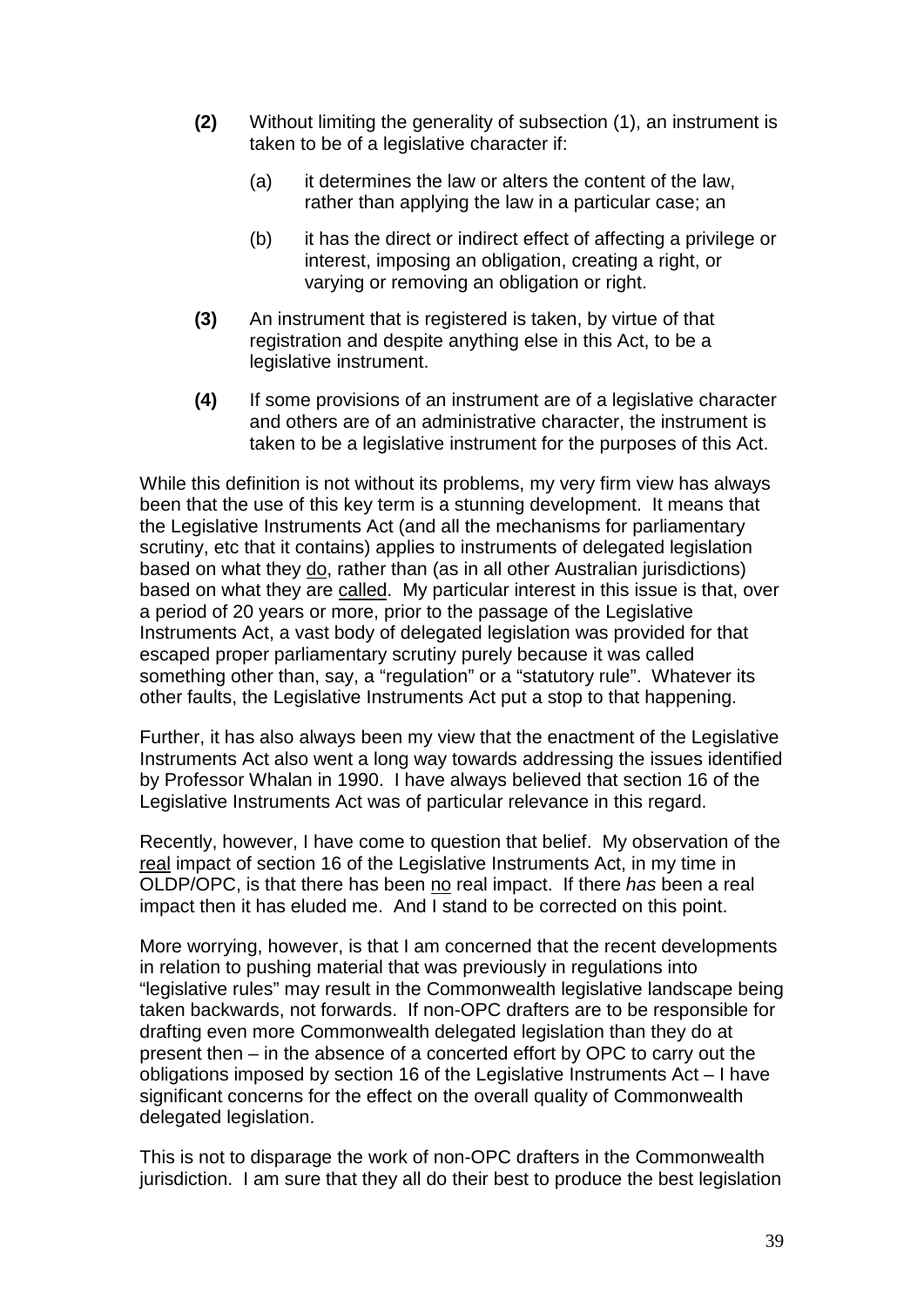**(2)** Without limiting the generality of subsection (1), an instrument is taken to be of a legislative character if:

(a) it determines the law or alters the content of the law, rather than applying the law in a particular case; an

(b) it has the direct or indirect effect of affecting a privilege or interest, imposing an obligation, creating a right, or varying or removing an obligation or right.

**(3)** An instrument that is registered is taken, by virtue of that registration and despite anything else in this Act, to be a legislative instrument.

**(4)** If some provisions of an instrument are of a legislative character and others are of an administrative character, the instrument is taken to be a legislative instrument for the purposes of this Act.

While this definition is not without its problems, my very firm view has always been that the use of this key term is a stunning development. It means that the Legislative Instruments Act (and all the mechanisms for parliamentary scrutiny, etc that it contains) applies to instruments of delegated legislation based on what they <u>do</u>, rather than (as in all other Australian jurisdictions) based on what they are <u>called</u>. My particular interest in this issue is that, over a period of 20 years or more, prior to the passage of the Legislative Instruments Act, a vast body of delegated legislation was provided for that escaped proper parliamentary scrutiny purely because it was called something other than, say, a "regulation" or a "statutory rule". Whatever its other faults, the Legislative Instruments Act put a stop to that happening.

Further, it has also always been my view that the enactment of the Legislative Instruments Act also went a long way towards addressing the issues identified by Professor Whalan in 1990. I have always believed that section 16 of the Legislative Instruments Act was of particular relevance in this regard.

Recently, however, I have come to question that belief. My observation of the <u>real</u> impact of section 16 of the Legislative Instruments Act, in my time in OLDP/OPC, is that there has been <u>no</u> real impact. If there *has* been a real impact then it has eluded me. And I stand to be corrected on this point.

More worrying, however, is that I am concerned that the recent developments in relation to pushing material that was previously in regulations into "legislative rules" may result in the Commonwealth legislative landscape being taken backwards, not forwards. If non-OPC drafters are to be responsible for drafting even more Commonwealth delegated legislation than they do at present then – in the absence of a concerted effort by OPC to carry out the obligations imposed by section 16 of the Legislative Instruments Act – I have significant concerns for the effect on the overall quality of Commonwealth delegated legislation.

This is not to disparage the work of non-OPC drafters in the Commonwealth jurisdiction. I am sure that they all do their best to produce the best legislation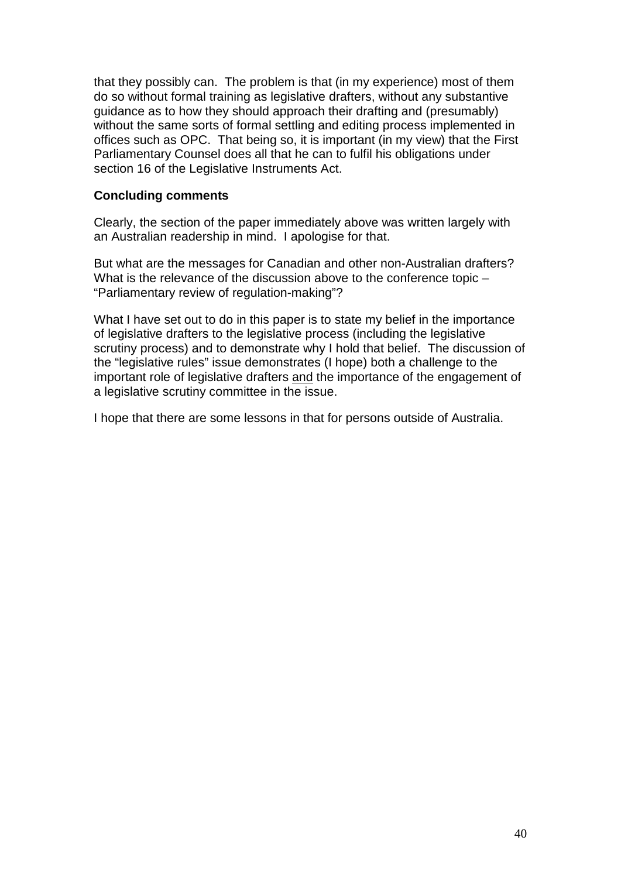that they possibly can. The problem is that (in my experience) most of them do so without formal training as legislative drafters, without any substantive guidance as to how they should approach their drafting and (presumably) without the same sorts of formal settling and editing process implemented in offices such as OPC. That being so, it is important (in my view) that the First Parliamentary Counsel does all that he can to fulfil his obligations under section 16 of the Legislative Instruments Act.

**Concluding comments**

Clearly, the section of the paper immediately above was written largely with an Australian readership in mind. I apologise for that.

But what are the messages for Canadian and other non-Australian drafters? What is the relevance of the discussion above to the conference topic – "Parliamentary review of regulation-making"?

What I have set out to do in this paper is to state my belief in the importance of legislative drafters to the legislative process (including the legislative scrutiny process) and to demonstrate why I hold that belief. The discussion of the "legislative rules" issue demonstrates (I hope) both a challenge to the important role of legislative drafters <u>and</u> the importance of the engagement of a legislative scrutiny committee in the issue.

I hope that there are some lessons in that for persons outside of Australia.